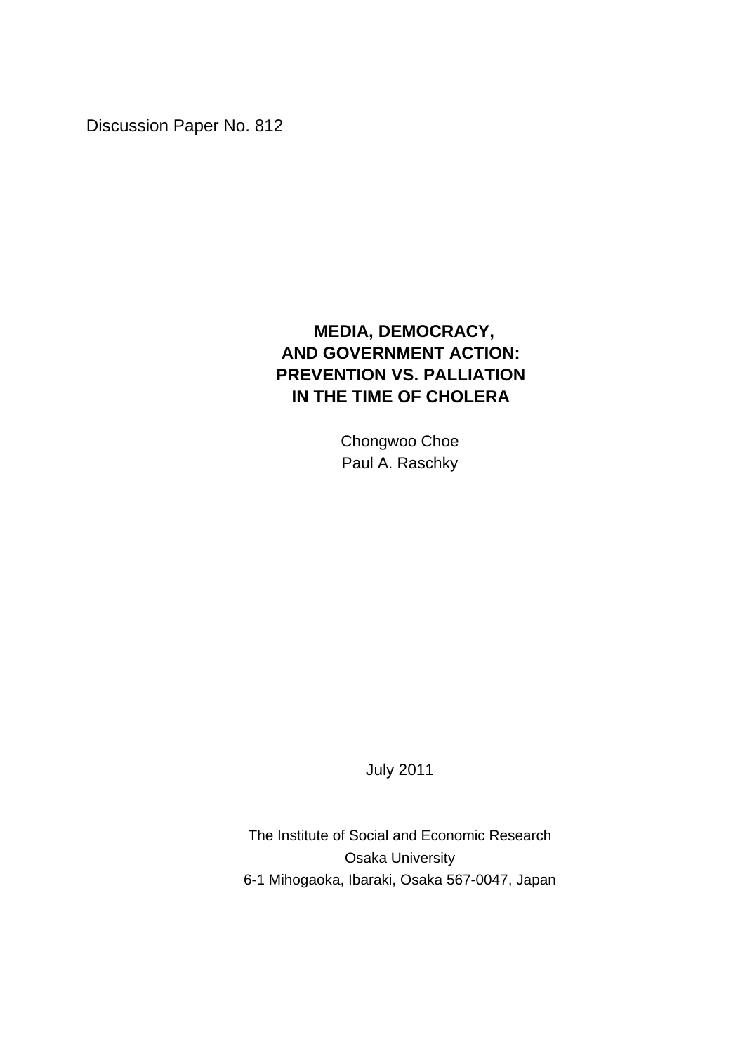Discussion Paper No. 812

# MEDIA, DEMOCRACY, AND GOVERNMENT ACTION: PREVENTION VS. PALLIATION IN THE TIME OF CHOLERA

Chongwoo Choe
Paul A. Raschky

July 2011

The Institute of Social and Economic Research
Osaka University
6-1 Mihogaoka, Ibaraki, Osaka 567-0047, Japan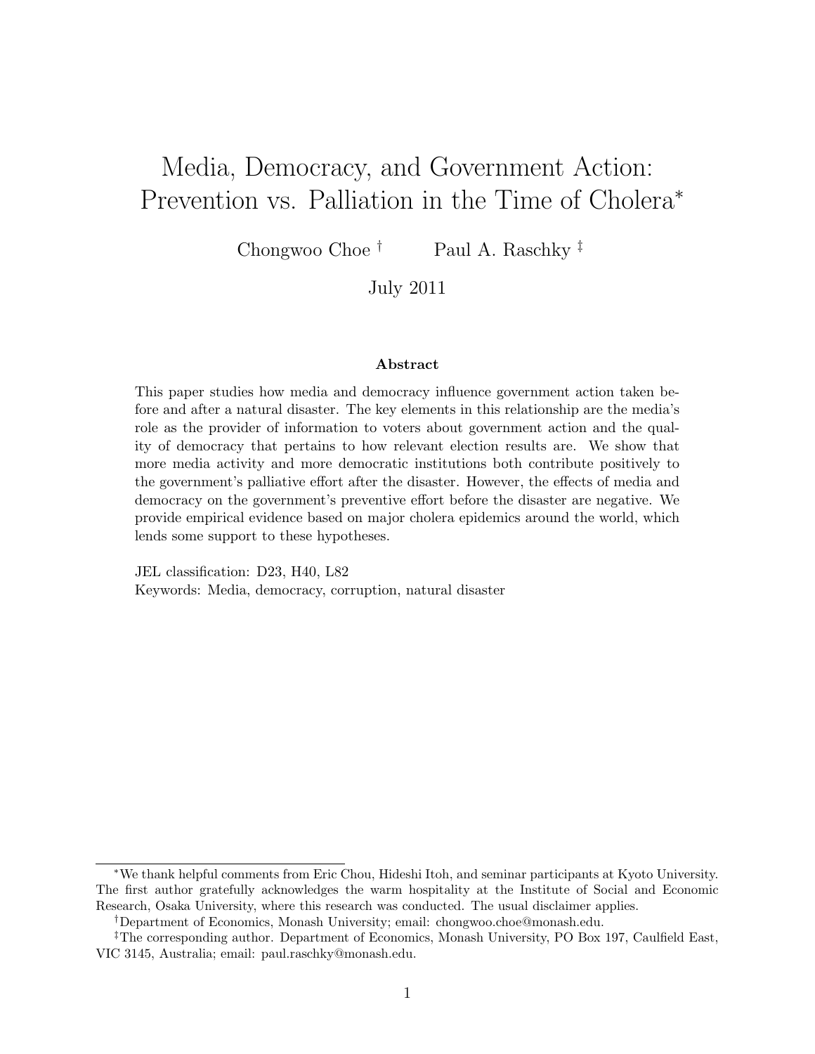# Media, Democracy, and Government Action: Prevention vs. Palliation in the Time of Cholera*

Chongwoo Choe † Paul A. Raschky ‡

July 2011

**Abstract**

This paper studies how media and democracy influence government action taken before and after a natural disaster. The key elements in this relationship are the media's role as the provider of information to voters about government action and the quality of democracy that pertains to how relevant election results are. We show that more media activity and more democratic institutions both contribute positively to the government's palliative effort after the disaster. However, the effects of media and democracy on the government's preventive effort before the disaster are negative. We provide empirical evidence based on major cholera epidemics around the world, which lends some support to these hypotheses.

JEL classification: D23, H40, L82

Keywords: Media, democracy, corruption, natural disaster

---

*We thank helpful comments from Eric Chou, Hideshi Itoh, and seminar participants at Kyoto University. The first author gratefully acknowledges the warm hospitality at the Institute of Social and Economic Research, Osaka University, where this research was conducted. The usual disclaimer applies.

†Department of Economics, Monash University; email: chongwoo.choe@monash.edu.

‡The corresponding author. Department of Economics, Monash University, PO Box 197, Caulfield East, VIC 3145, Australia; email: paul.raschky@monash.edu.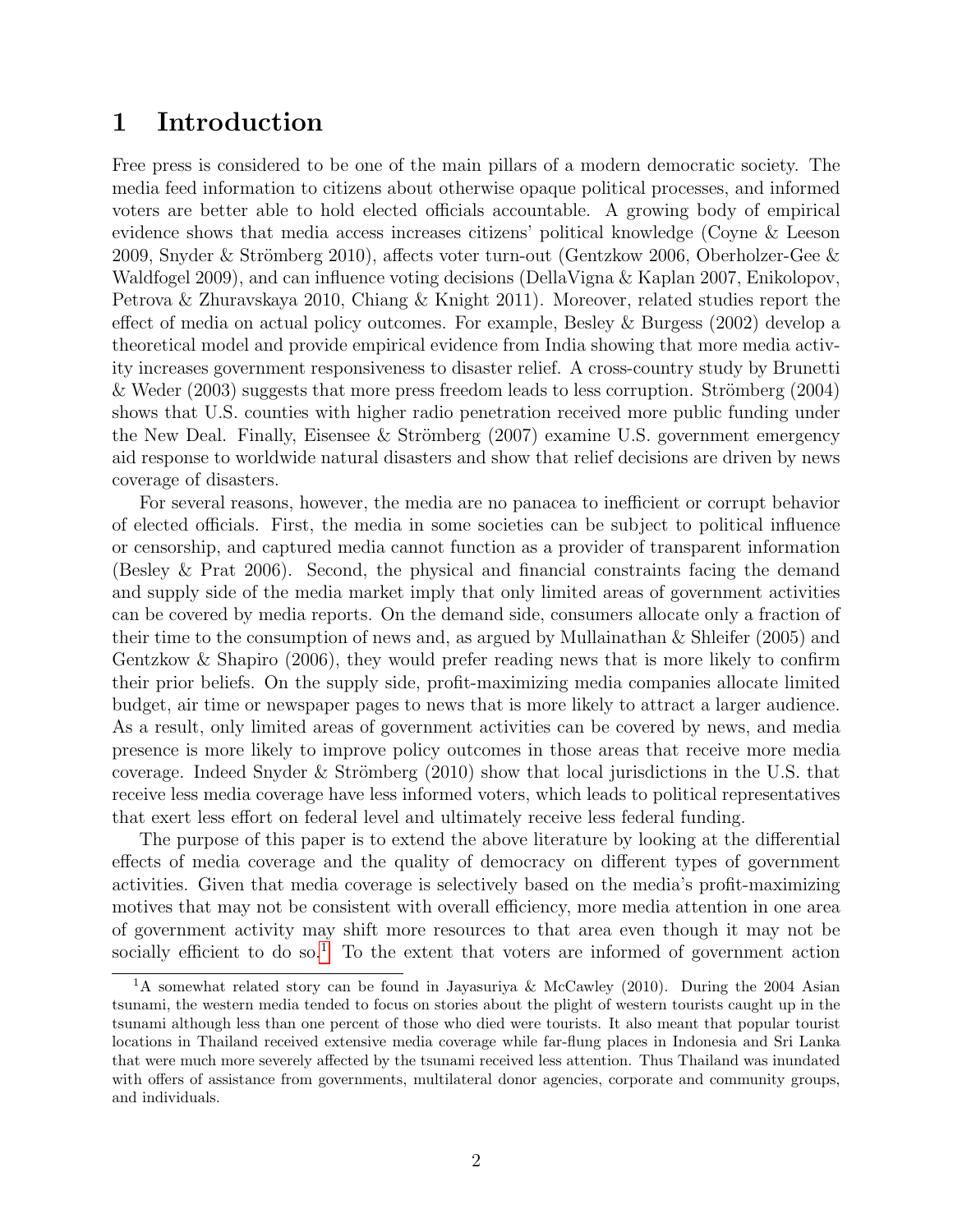# 1 Introduction

Free press is considered to be one of the main pillars of a modern democratic society. The media feed information to citizens about otherwise opaque political processes, and informed voters are better able to hold elected officials accountable. A growing body of empirical evidence shows that media access increases citizens' political knowledge (Coyne & Leeson 2009, Snyder & Strömberg 2010), affects voter turn-out (Gentzkow 2006, Oberholzer-Gee & Waldfogel 2009), and can influence voting decisions (DellaVigna & Kaplan 2007, Enikolopov, Petrova & Zhuravskaya 2010, Chiang & Knight 2011). Moreover, related studies report the effect of media on actual policy outcomes. For example, Besley & Burgess (2002) develop a theoretical model and provide empirical evidence from India showing that more media activity increases government responsiveness to disaster relief. A cross-country study by Brunetti & Weder (2003) suggests that more press freedom leads to less corruption. Strömberg (2004) shows that U.S. counties with higher radio penetration received more public funding under the New Deal. Finally, Eisensee & Strömberg (2007) examine U.S. government emergency aid response to worldwide natural disasters and show that relief decisions are driven by news coverage of disasters.

For several reasons, however, the media are no panacea to inefficient or corrupt behavior of elected officials. First, the media in some societies can be subject to political influence or censorship, and captured media cannot function as a provider of transparent information (Besley & Prat 2006). Second, the physical and financial constraints facing the demand and supply side of the media market imply that only limited areas of government activities can be covered by media reports. On the demand side, consumers allocate only a fraction of their time to the consumption of news and, as argued by Mullainathan & Shleifer (2005) and Gentzkow & Shapiro (2006), they would prefer reading news that is more likely to confirm their prior beliefs. On the supply side, profit-maximizing media companies allocate limited budget, air time or newspaper pages to news that is more likely to attract a larger audience. As a result, only limited areas of government activities can be covered by news, and media presence is more likely to improve policy outcomes in those areas that receive more media coverage. Indeed Snyder & Strömberg (2010) show that local jurisdictions in the U.S. that receive less media coverage have less informed voters, which leads to political representatives that exert less effort on federal level and ultimately receive less federal funding.

The purpose of this paper is to extend the above literature by looking at the differential effects of media coverage and the quality of democracy on different types of government activities. Given that media coverage is selectively based on the media's profit-maximizing motives that may not be consistent with overall efficiency, more media attention in one area of government activity may shift more resources to that area even though it may not be socially efficient to do so.[1] To the extent that voters are informed of government action

[1] A somewhat related story can be found in Jayasuriya & McCawley (2010). During the 2004 Asian tsunami, the western media tended to focus on stories about the plight of western tourists caught up in the tsunami although less than one percent of those who died were tourists. It also meant that popular tourist locations in Thailand received extensive media coverage while far-flung places in Indonesia and Sri Lanka that were much more severely affected by the tsunami received less attention. Thus Thailand was inundated with offers of assistance from governments, multilateral donor agencies, corporate and community groups, and individuals.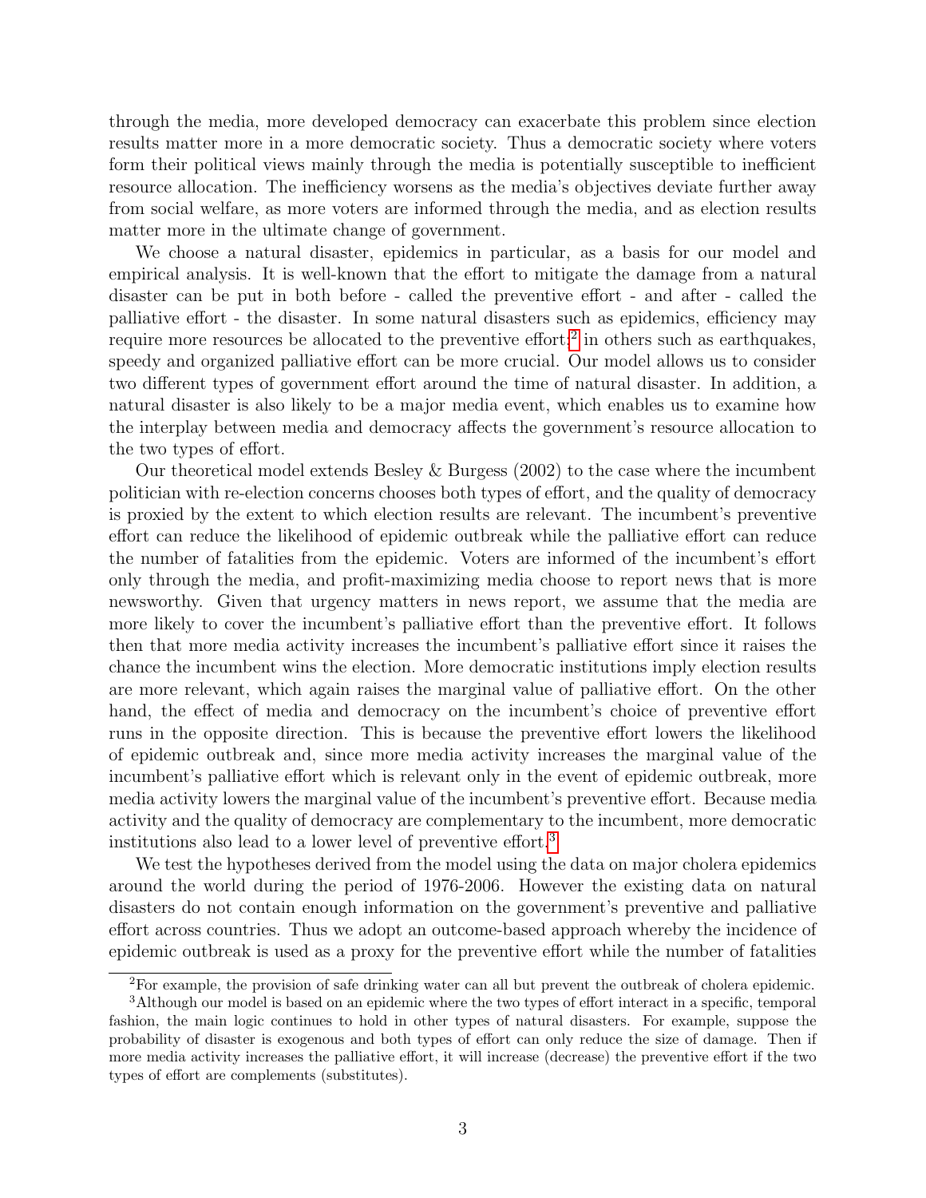through the media, more developed democracy can exacerbate this problem since election results matter more in a more democratic society. Thus a democratic society where voters form their political views mainly through the media is potentially susceptible to inefficient resource allocation. The inefficiency worsens as the media's objectives deviate further away from social welfare, as more voters are informed through the media, and as election results matter more in the ultimate change of government.

We choose a natural disaster, epidemics in particular, as a basis for our model and empirical analysis. It is well-known that the effort to mitigate the damage from a natural disaster can be put in both before - called the preventive effort - and after - called the palliative effort - the disaster. In some natural disasters such as epidemics, efficiency may require more resources be allocated to the preventive effort;[2] in others such as earthquakes, speedy and organized palliative effort can be more crucial. Our model allows us to consider two different types of government effort around the time of natural disaster. In addition, a natural disaster is also likely to be a major media event, which enables us to examine how the interplay between media and democracy affects the government's resource allocation to the two types of effort.

Our theoretical model extends Besley & Burgess (2002) to the case where the incumbent politician with re-election concerns chooses both types of effort, and the quality of democracy is proxied by the extent to which election results are relevant. The incumbent's preventive effort can reduce the likelihood of epidemic outbreak while the palliative effort can reduce the number of fatalities from the epidemic. Voters are informed of the incumbent's effort only through the media, and profit-maximizing media choose to report news that is more newsworthy. Given that urgency matters in news report, we assume that the media are more likely to cover the incumbent's palliative effort than the preventive effort. It follows then that more media activity increases the incumbent's palliative effort since it raises the chance the incumbent wins the election. More democratic institutions imply election results are more relevant, which again raises the marginal value of palliative effort. On the other hand, the effect of media and democracy on the incumbent's choice of preventive effort runs in the opposite direction. This is because the preventive effort lowers the likelihood of epidemic outbreak and, since more media activity increases the marginal value of the incumbent's palliative effort which is relevant only in the event of epidemic outbreak, more media activity lowers the marginal value of the incumbent's preventive effort. Because media activity and the quality of democracy are complementary to the incumbent, more democratic institutions also lead to a lower level of preventive effort.[3]

We test the hypotheses derived from the model using the data on major cholera epidemics around the world during the period of 1976-2006. However the existing data on natural disasters do not contain enough information on the government's preventive and palliative effort across countries. Thus we adopt an outcome-based approach whereby the incidence of epidemic outbreak is used as a proxy for the preventive effort while the number of fatalities

[2]For example, the provision of safe drinking water can all but prevent the outbreak of cholera epidemic.

[3]Although our model is based on an epidemic where the two types of effort interact in a specific, temporal fashion, the main logic continues to hold in other types of natural disasters. For example, suppose the probability of disaster is exogenous and both types of effort can only reduce the size of damage. Then if more media activity increases the palliative effort, it will increase (decrease) the preventive effort if the two types of effort are complements (substitutes).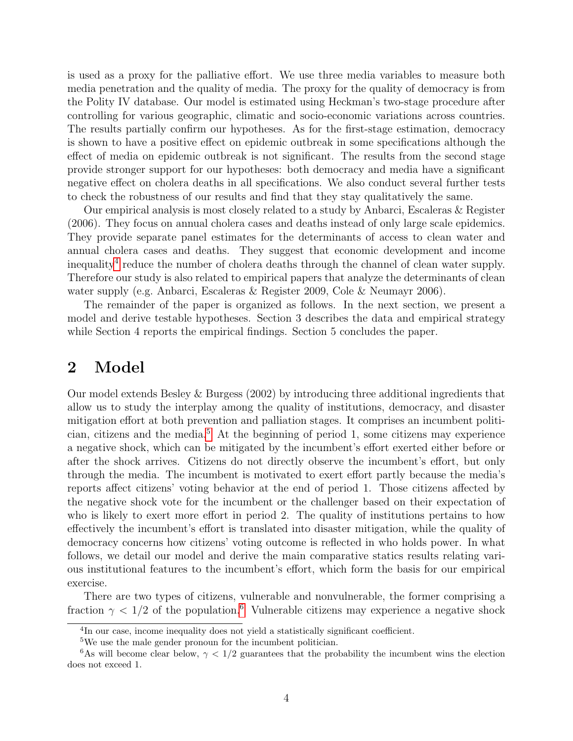is used as a proxy for the palliative effort. We use three media variables to measure both media penetration and the quality of media. The proxy for the quality of democracy is from the Polity IV database. Our model is estimated using Heckman's two-stage procedure after controlling for various geographic, climatic and socio-economic variations across countries. The results partially confirm our hypotheses. As for the first-stage estimation, democracy is shown to have a positive effect on epidemic outbreak in some specifications although the effect of media on epidemic outbreak is not significant. The results from the second stage provide stronger support for our hypotheses: both democracy and media have a significant negative effect on cholera deaths in all specifications. We also conduct several further tests to check the robustness of our results and find that they stay qualitatively the same.

Our empirical analysis is most closely related to a study by Anbarci, Escaleras & Register (2006). They focus on annual cholera cases and deaths instead of only large scale epidemics. They provide separate panel estimates for the determinants of access to clean water and annual cholera cases and deaths. They suggest that economic development and income inequality[4] reduce the number of cholera deaths through the channel of clean water supply. Therefore our study is also related to empirical papers that analyze the determinants of clean water supply (e.g. Anbarci, Escaleras & Register 2009, Cole & Neumayr 2006).

The remainder of the paper is organized as follows. In the next section, we present a model and derive testable hypotheses. Section 3 describes the data and empirical strategy while Section 4 reports the empirical findings. Section 5 concludes the paper.

## 2 Model

Our model extends Besley & Burgess (2002) by introducing three additional ingredients that allow us to study the interplay among the quality of institutions, democracy, and disaster mitigation effort at both prevention and palliation stages. It comprises an incumbent politician, citizens and the media.[5] At the beginning of period 1, some citizens may experience a negative shock, which can be mitigated by the incumbent's effort exerted either before or after the shock arrives. Citizens do not directly observe the incumbent's effort, but only through the media. The incumbent is motivated to exert effort partly because the media's reports affect citizens' voting behavior at the end of period 1. Those citizens affected by the negative shock vote for the incumbent or the challenger based on their expectation of who is likely to exert more effort in period 2. The quality of institutions pertains to how effectively the incumbent's effort is translated into disaster mitigation, while the quality of democracy concerns how citizens' voting outcome is reflected in who holds power. In what follows, we detail our model and derive the main comparative statics results relating various institutional features to the incumbent's effort, which form the basis for our empirical exercise.

There are two types of citizens, vulnerable and nonvulnerable, the former comprising a fraction $\gamma < 1/2$ of the population.[6] Vulnerable citizens may experience a negative shock

---

[4] In our case, income inequality does not yield a statistically significant coefficient.

[5] We use the male gender pronoun for the incumbent politician.

[6] As will become clear below, $\gamma < 1/2$ guarantees that the probability the incumbent wins the election does not exceed 1.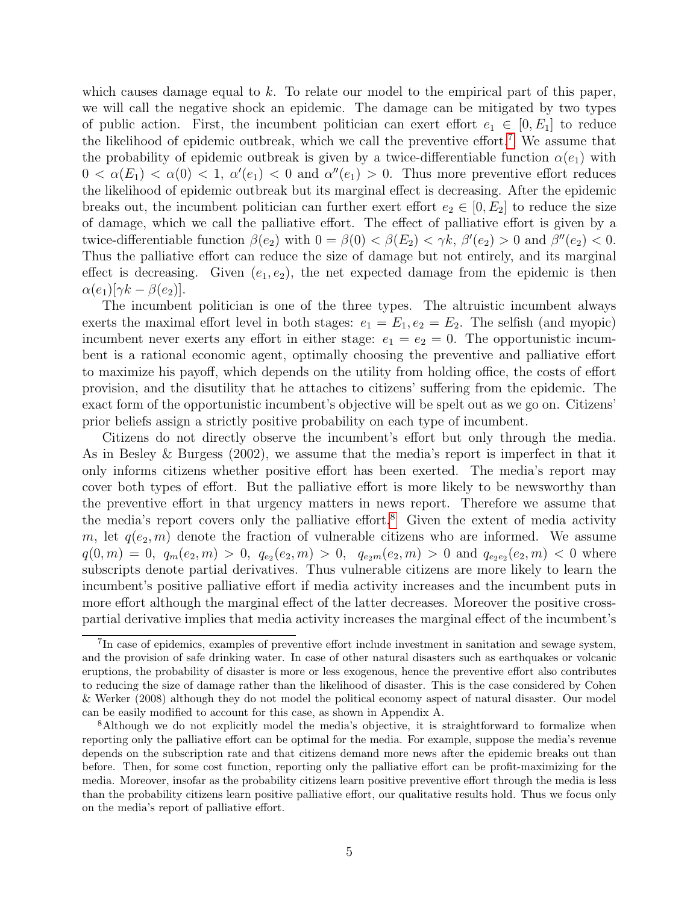which causes damage equal to $k$. To relate our model to the empirical part of this paper, we will call the negative shock an epidemic. The damage can be mitigated by two types of public action. First, the incumbent politician can exert effort $e_1 \in [0, E_1]$ to reduce the likelihood of epidemic outbreak, which we call the preventive effort.[7] We assume that the probability of epidemic outbreak is given by a twice-differentiable function $\alpha(e_1)$ with $0 < \alpha(E_1) < \alpha(0) < 1$, $\alpha'(e_1) < 0$ and $\alpha''(e_1) > 0$. Thus more preventive effort reduces the likelihood of epidemic outbreak but its marginal effect is decreasing. After the epidemic breaks out, the incumbent politician can further exert effort $e_2 \in [0, E_2]$ to reduce the size of damage, which we call the palliative effort. The effect of palliative effort is given by a twice-differentiable function $\beta(e_2)$ with $0 = \beta(0) < \beta(E_2) < \gamma k$, $\beta'(e_2) > 0$ and $\beta''(e_2) < 0$. Thus the palliative effort can reduce the size of damage but not entirely, and its marginal effect is decreasing. Given $(e_1, e_2)$, the net expected damage from the epidemic is then $\alpha(e_1)[\gamma k - \beta(e_2)]$.

The incumbent politician is one of the three types. The altruistic incumbent always exerts the maximal effort level in both stages: $e_1 = E_1, e_2 = E_2$. The selfish (and myopic) incumbent never exerts any effort in either stage: $e_1 = e_2 = 0$. The opportunistic incumbent is a rational economic agent, optimally choosing the preventive and palliative effort to maximize his payoff, which depends on the utility from holding office, the costs of effort provision, and the disutility that he attaches to citizens' suffering from the epidemic. The exact form of the opportunistic incumbent's objective will be spelt out as we go on. Citizens' prior beliefs assign a strictly positive probability on each type of incumbent.

Citizens do not directly observe the incumbent's effort but only through the media. As in Besley & Burgess (2002), we assume that the media's report is imperfect in that it only informs citizens whether positive effort has been exerted. The media's report may cover both types of effort. But the palliative effort is more likely to be newsworthy than the preventive effort in that urgency matters in news report. Therefore we assume that the media's report covers only the palliative effort.[8] Given the extent of media activity $m$, let $q(e_2, m)$ denote the fraction of vulnerable citizens who are informed. We assume $q(0, m) = 0$, $q_m(e_2, m) > 0$, $q_{e_2}(e_2, m) > 0$, $q_{e_2 m}(e_2, m) > 0$ and $q_{e_2 e_2}(e_2, m) < 0$ where subscripts denote partial derivatives. Thus vulnerable citizens are more likely to learn the incumbent's positive palliative effort if media activity increases and the incumbent puts in more effort although the marginal effect of the latter decreases. Moreover the positive cross-partial derivative implies that media activity increases the marginal effect of the incumbent's

---

[7] In case of epidemics, examples of preventive effort include investment in sanitation and sewage system, and the provision of safe drinking water. In case of other natural disasters such as earthquakes or volcanic eruptions, the probability of disaster is more or less exogenous, hence the preventive effort also contributes to reducing the size of damage rather than the likelihood of disaster. This is the case considered by Cohen & Werker (2008) although they do not model the political economy aspect of natural disaster. Our model can be easily modified to account for this case, as shown in Appendix A.

[8] Although we do not explicitly model the media's objective, it is straightforward to formalize when reporting only the palliative effort can be optimal for the media. For example, suppose the media's revenue depends on the subscription rate and that citizens demand more news after the epidemic breaks out than before. Then, for some cost function, reporting only the palliative effort can be profit-maximizing for the media. Moreover, insofar as the probability citizens learn positive preventive effort through the media is less than the probability citizens learn positive palliative effort, our qualitative results hold. Thus we focus only on the media's report of palliative effort.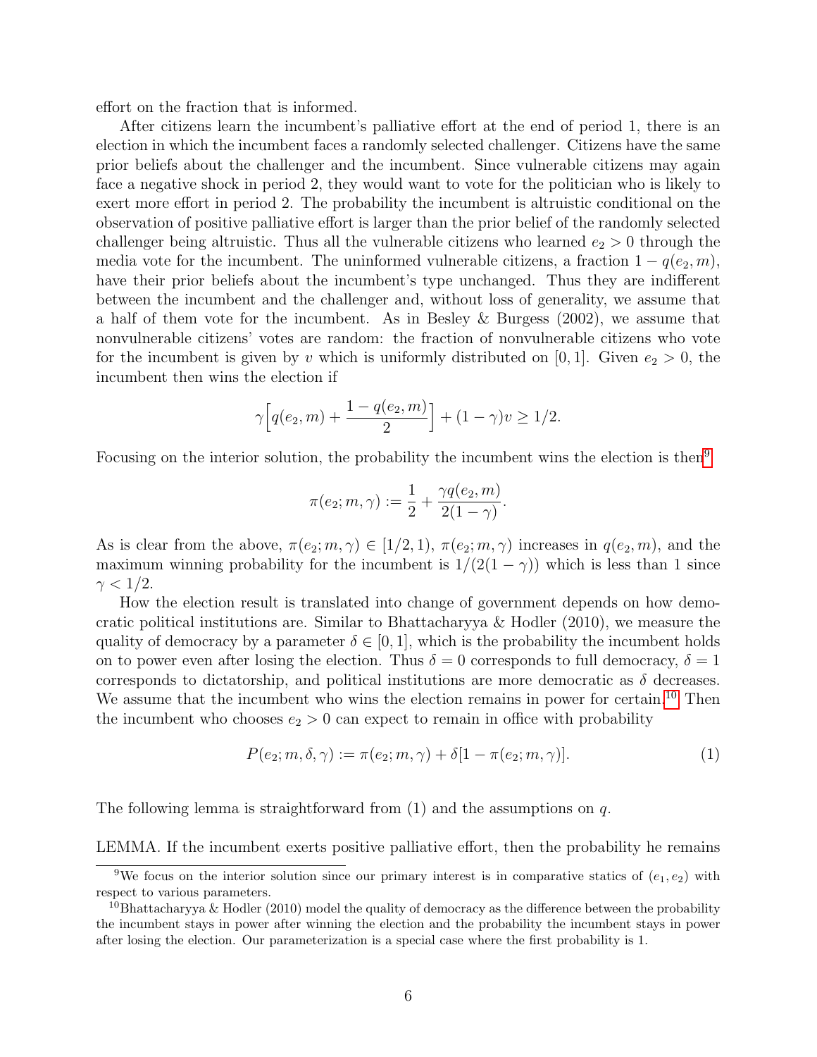effort on the fraction that is informed.

After citizens learn the incumbent's palliative effort at the end of period 1, there is an election in which the incumbent faces a randomly selected challenger. Citizens have the same prior beliefs about the challenger and the incumbent. Since vulnerable citizens may again face a negative shock in period 2, they would want to vote for the politician who is likely to exert more effort in period 2. The probability the incumbent is altruistic conditional on the observation of positive palliative effort is larger than the prior belief of the randomly selected challenger being altruistic. Thus all the vulnerable citizens who learned $e_2 > 0$ through the media vote for the incumbent. The uninformed vulnerable citizens, a fraction $1 - q(e_2, m)$, have their prior beliefs about the incumbent's type unchanged. Thus they are indifferent between the incumbent and the challenger and, without loss of generality, we assume that a half of them vote for the incumbent. As in Besley & Burgess (2002), we assume that nonvulnerable citizens' votes are random: the fraction of nonvulnerable citizens who vote for the incumbent is given by $v$ which is uniformly distributed on $[0, 1]$. Given $e_2 > 0$, the incumbent then wins the election if

$$\gamma\Big[q(e_2, m) + \frac{1 - q(e_2, m)}{2}\Big] + (1 - \gamma)v \geq 1/2.$$

Focusing on the interior solution, the probability the incumbent wins the election is then[9]

$$\pi(e_2; m, \gamma) := \frac{1}{2} + \frac{\gamma q(e_2, m)}{2(1 - \gamma)}.$$

As is clear from the above, $\pi(e_2; m, \gamma) \in [1/2, 1)$, $\pi(e_2; m, \gamma)$ increases in $q(e_2, m)$, and the maximum winning probability for the incumbent is $1/(2(1 - \gamma))$ which is less than 1 since $\gamma < 1/2$.

How the election result is translated into change of government depends on how democratic political institutions are. Similar to Bhattacharyya & Hodler (2010), we measure the quality of democracy by a parameter $\delta \in [0, 1]$, which is the probability the incumbent holds on to power even after losing the election. Thus $\delta = 0$ corresponds to full democracy, $\delta = 1$ corresponds to dictatorship, and political institutions are more democratic as $\delta$ decreases. We assume that the incumbent who wins the election remains in power for certain.[10] Then the incumbent who chooses $e_2 > 0$ can expect to remain in office with probability

$$P(e_2; m, \delta, \gamma) := \pi(e_2; m, \gamma) + \delta[1 - \pi(e_2; m, \gamma)]. \tag{1}$$

The following lemma is straightforward from (1) and the assumptions on $q$.

LEMMA. If the incumbent exerts positive palliative effort, then the probability he remains

[9] We focus on the interior solution since our primary interest is in comparative statics of $(e_1, e_2)$ with respect to various parameters.

[10] Bhattacharyya & Hodler (2010) model the quality of democracy as the difference between the probability the incumbent stays in power after winning the election and the probability the incumbent stays in power after losing the election. Our parameterization is a special case where the first probability is 1.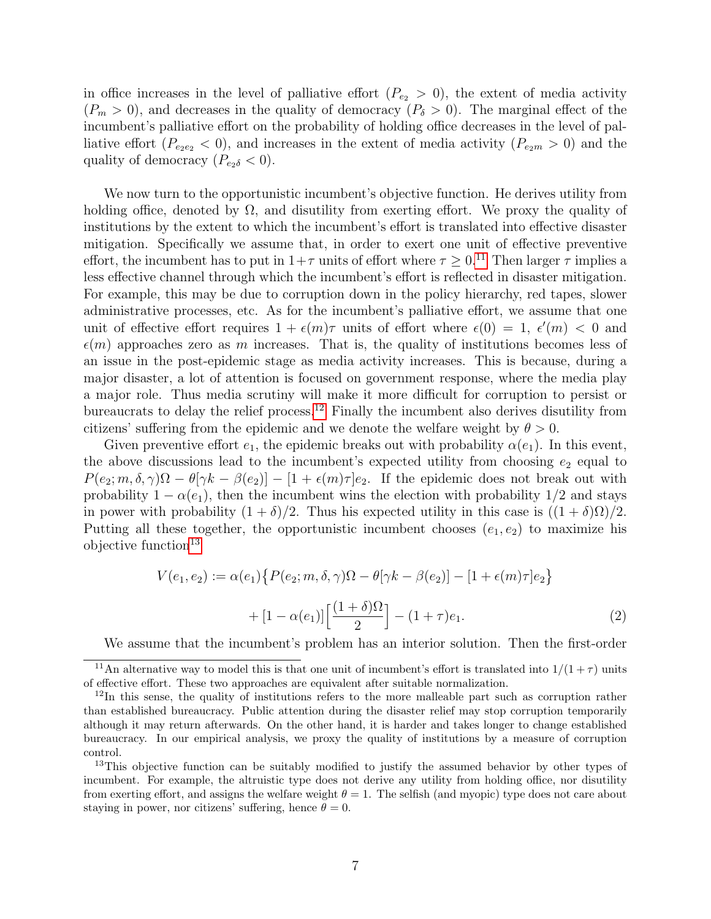in office increases in the level of palliative effort ($P_{e_2} > 0$), the extent of media activity ($P_m > 0$), and decreases in the quality of democracy ($P_\delta > 0$). The marginal effect of the incumbent's palliative effort on the probability of holding office decreases in the level of palliative effort ($P_{e_2e_2} < 0$), and increases in the extent of media activity ($P_{e_2m} > 0$) and the quality of democracy ($P_{e_2\delta} < 0$).

We now turn to the opportunistic incumbent's objective function. He derives utility from holding office, denoted by $\Omega$, and disutility from exerting effort. We proxy the quality of institutions by the extent to which the incumbent's effort is translated into effective disaster mitigation. Specifically we assume that, in order to exert one unit of effective preventive effort, the incumbent has to put in $1+\tau$ units of effort where $\tau \geq 0$.[11] Then larger $\tau$ implies a less effective channel through which the incumbent's effort is reflected in disaster mitigation. For example, this may be due to corruption down in the policy hierarchy, red tapes, slower administrative processes, etc. As for the incumbent's palliative effort, we assume that one unit of effective effort requires $1 + \epsilon(m)\tau$ units of effort where $\epsilon(0) = 1$, $\epsilon'(m) < 0$ and $\epsilon(m)$ approaches zero as $m$ increases. That is, the quality of institutions becomes less of an issue in the post-epidemic stage as media activity increases. This is because, during a major disaster, a lot of attention is focused on government response, where the media play a major role. Thus media scrutiny will make it more difficult for corruption to persist or bureaucrats to delay the relief process.[12] Finally the incumbent also derives disutility from citizens' suffering from the epidemic and we denote the welfare weight by $\theta > 0$.

Given preventive effort $e_1$, the epidemic breaks out with probability $\alpha(e_1)$. In this event, the above discussions lead to the incumbent's expected utility from choosing $e_2$ equal to $P(e_2; m, \delta, \gamma)\Omega - \theta[\gamma k - \beta(e_2)] - [1 + \epsilon(m)\tau]e_2$. If the epidemic does not break out with probability $1 - \alpha(e_1)$, then the incumbent wins the election with probability $1/2$ and stays in power with probability $(1 + \delta)/2$. Thus his expected utility in this case is $((1 + \delta)\Omega)/2$. Putting all these together, the opportunistic incumbent chooses $(e_1, e_2)$ to maximize his objective function[13]

$$V(e_1, e_2) := \alpha(e_1)\big\{P(e_2; m, \delta, \gamma)\Omega - \theta[\gamma k - \beta(e_2)] - [1 + \epsilon(m)\tau]e_2\big\} + [1 - \alpha(e_1)]\Big[\frac{(1 + \delta)\Omega}{2}\Big] - (1 + \tau)e_1. \tag{2}$$

We assume that the incumbent's problem has an interior solution. Then the first-order

---

[11] An alternative way to model this is that one unit of incumbent's effort is translated into $1/(1 + \tau)$ units of effective effort. These two approaches are equivalent after suitable normalization.

[12] In this sense, the quality of institutions refers to the more malleable part such as corruption rather than established bureaucracy. Public attention during the disaster relief may stop corruption temporarily although it may return afterwards. On the other hand, it is harder and takes longer to change established bureaucracy. In our empirical analysis, we proxy the quality of institutions by a measure of corruption control.

[13] This objective function can be suitably modified to justify the assumed behavior by other types of incumbent. For example, the altruistic type does not derive any utility from holding office, nor disutility from exerting effort, and assigns the welfare weight $\theta = 1$. The selfish (and myopic) type does not care about staying in power, nor citizens' suffering, hence $\theta = 0$.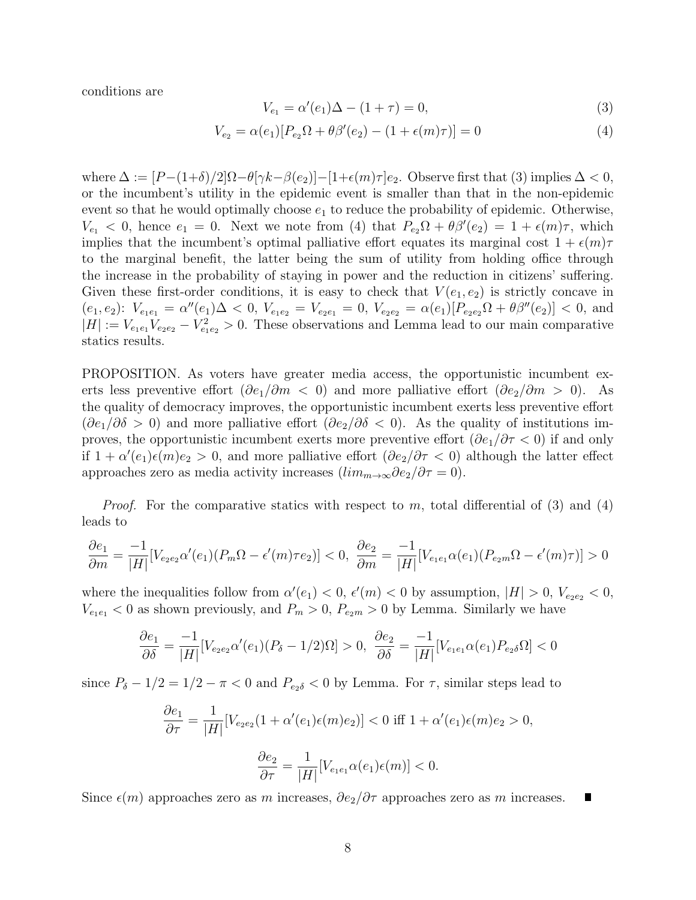conditions are

$$V_{e_1} = \alpha'(e_1)\Delta - (1+\tau) = 0, \tag{3}$$

$$V_{e_2} = \alpha(e_1)[P_{e_2}\Omega + \theta\beta'(e_2) - (1+\epsilon(m)\tau)] = 0 \tag{4}$$

where $\Delta := [P-(1+\delta)/2]\Omega - \theta[\gamma k - \beta(e_2)] - [1+\epsilon(m)\tau]e_2$. Observe first that (3) implies $\Delta < 0$, or the incumbent's utility in the epidemic event is smaller than that in the non-epidemic event so that he would optimally choose $e_1$ to reduce the probability of epidemic. Otherwise, $V_{e_1} < 0$, hence $e_1 = 0$. Next we note from (4) that $P_{e_2}\Omega + \theta\beta'(e_2) = 1 + \epsilon(m)\tau$, which implies that the incumbent's optimal palliative effort equates its marginal cost $1 + \epsilon(m)\tau$ to the marginal benefit, the latter being the sum of utility from holding office through the increase in the probability of staying in power and the reduction in citizens' suffering. Given these first-order conditions, it is easy to check that $V(e_1, e_2)$ is strictly concave in $(e_1, e_2)$: $V_{e_1e_1} = \alpha''(e_1)\Delta < 0$, $V_{e_1e_2} = V_{e_2e_1} = 0$, $V_{e_2e_2} = \alpha(e_1)[P_{e_2e_2}\Omega + \theta\beta''(e_2)] < 0$, and $|H| := V_{e_1e_1}V_{e_2e_2} - V_{e_1e_2}^2 > 0$. These observations and Lemma lead to our main comparative statics results.

PROPOSITION. As voters have greater media access, the opportunistic incumbent exerts less preventive effort ($\partial e_1/\partial m < 0$) and more palliative effort ($\partial e_2/\partial m > 0$). As the quality of democracy improves, the opportunistic incumbent exerts less preventive effort ($\partial e_1/\partial \delta > 0$) and more palliative effort ($\partial e_2/\partial \delta < 0$). As the quality of institutions improves, the opportunistic incumbent exerts more preventive effort ($\partial e_1/\partial \tau < 0$) if and only if $1 + \alpha'(e_1)\epsilon(m)e_2 > 0$, and more palliative effort ($\partial e_2/\partial \tau < 0$) although the latter effect approaches zero as media activity increases ($lim_{m\to\infty}\partial e_2/\partial \tau = 0$).

*Proof.* For the comparative statics with respect to $m$, total differential of (3) and (4) leads to

$$\frac{\partial e_1}{\partial m} = \frac{-1}{|H|}[V_{e_2e_2}\alpha'(e_1)(P_m\Omega - \epsilon'(m)\tau e_2)] < 0, \ \frac{\partial e_2}{\partial m} = \frac{-1}{|H|}[V_{e_1e_1}\alpha(e_1)(P_{e_2m}\Omega - \epsilon'(m)\tau)] > 0$$

where the inequalities follow from $\alpha'(e_1) < 0$, $\epsilon'(m) < 0$ by assumption, $|H| > 0$, $V_{e_2e_2} < 0$, $V_{e_1e_1} < 0$ as shown previously, and $P_m > 0$, $P_{e_2m} > 0$ by Lemma. Similarly we have

$$\frac{\partial e_1}{\partial \delta} = \frac{-1}{|H|}[V_{e_2e_2}\alpha'(e_1)(P_\delta - 1/2)\Omega] > 0, \ \frac{\partial e_2}{\partial \delta} = \frac{-1}{|H|}[V_{e_1e_1}\alpha(e_1)P_{e_2\delta}\Omega] < 0$$

since $P_\delta - 1/2 = 1/2 - \pi < 0$ and $P_{e_2\delta} < 0$ by Lemma. For $\tau$, similar steps lead to

$$\frac{\partial e_1}{\partial \tau} = \frac{1}{|H|}[V_{e_2e_2}(1 + \alpha'(e_1)\epsilon(m)e_2)] < 0 \text{ iff } 1 + \alpha'(e_1)\epsilon(m)e_2 > 0,$$

$$\frac{\partial e_2}{\partial \tau} = \frac{1}{|H|}[V_{e_1e_1}\alpha(e_1)\epsilon(m)] < 0.$$

Since $\epsilon(m)$ approaches zero as $m$ increases, $\partial e_2/\partial \tau$ approaches zero as $m$ increases. ∎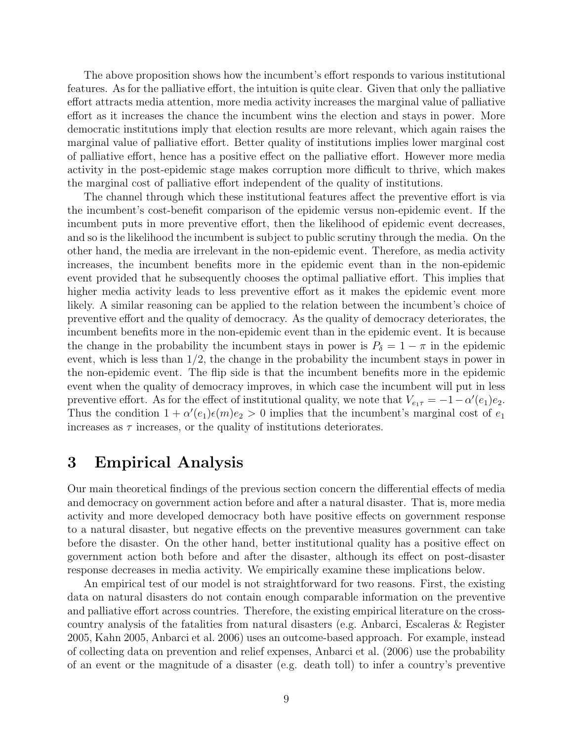The above proposition shows how the incumbent's effort responds to various institutional features. As for the palliative effort, the intuition is quite clear. Given that only the palliative effort attracts media attention, more media activity increases the marginal value of palliative effort as it increases the chance the incumbent wins the election and stays in power. More democratic institutions imply that election results are more relevant, which again raises the marginal value of palliative effort. Better quality of institutions implies lower marginal cost of palliative effort, hence has a positive effect on the palliative effort. However more media activity in the post-epidemic stage makes corruption more difficult to thrive, which makes the marginal cost of palliative effort independent of the quality of institutions.

The channel through which these institutional features affect the preventive effort is via the incumbent's cost-benefit comparison of the epidemic versus non-epidemic event. If the incumbent puts in more preventive effort, then the likelihood of epidemic event decreases, and so is the likelihood the incumbent is subject to public scrutiny through the media. On the other hand, the media are irrelevant in the non-epidemic event. Therefore, as media activity increases, the incumbent benefits more in the epidemic event than in the non-epidemic event provided that he subsequently chooses the optimal palliative effort. This implies that higher media activity leads to less preventive effort as it makes the epidemic event more likely. A similar reasoning can be applied to the relation between the incumbent's choice of preventive effort and the quality of democracy. As the quality of democracy deteriorates, the incumbent benefits more in the non-epidemic event than in the epidemic event. It is because the change in the probability the incumbent stays in power is $P_\delta = 1 - \pi$ in the epidemic event, which is less than 1/2, the change in the probability the incumbent stays in power in the non-epidemic event. The flip side is that the incumbent benefits more in the epidemic event when the quality of democracy improves, in which case the incumbent will put in less preventive effort. As for the effect of institutional quality, we note that $V_{e_1\tau} = -1 - \alpha'(e_1)e_2$. Thus the condition $1 + \alpha'(e_1)\epsilon(m)e_2 > 0$ implies that the incumbent's marginal cost of $e_1$ increases as $\tau$ increases, or the quality of institutions deteriorates.

# 3 Empirical Analysis

Our main theoretical findings of the previous section concern the differential effects of media and democracy on government action before and after a natural disaster. That is, more media activity and more developed democracy both have positive effects on government response to a natural disaster, but negative effects on the preventive measures government can take before the disaster. On the other hand, better institutional quality has a positive effect on government action both before and after the disaster, although its effect on post-disaster response decreases in media activity. We empirically examine these implications below.

An empirical test of our model is not straightforward for two reasons. First, the existing data on natural disasters do not contain enough comparable information on the preventive and palliative effort across countries. Therefore, the existing empirical literature on the cross-country analysis of the fatalities from natural disasters (e.g. Anbarci, Escaleras & Register 2005, Kahn 2005, Anbarci et al. 2006) uses an outcome-based approach. For example, instead of collecting data on prevention and relief expenses, Anbarci et al. (2006) use the probability of an event or the magnitude of a disaster (e.g. death toll) to infer a country's preventive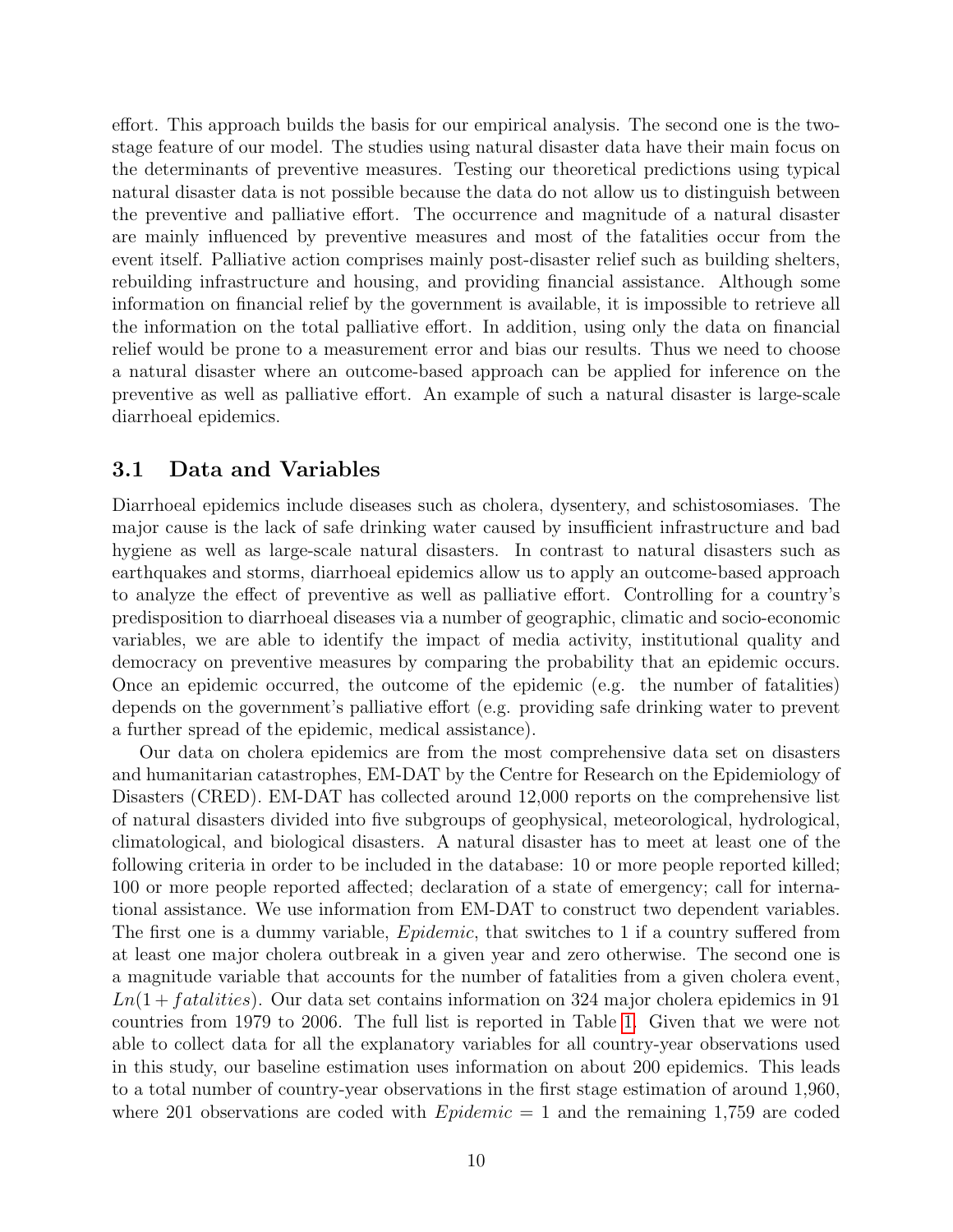effort. This approach builds the basis for our empirical analysis. The second one is the two-stage feature of our model. The studies using natural disaster data have their main focus on the determinants of preventive measures. Testing our theoretical predictions using typical natural disaster data is not possible because the data do not allow us to distinguish between the preventive and palliative effort. The occurrence and magnitude of a natural disaster are mainly influenced by preventive measures and most of the fatalities occur from the event itself. Palliative action comprises mainly post-disaster relief such as building shelters, rebuilding infrastructure and housing, and providing financial assistance. Although some information on financial relief by the government is available, it is impossible to retrieve all the information on the total palliative effort. In addition, using only the data on financial relief would be prone to a measurement error and bias our results. Thus we need to choose a natural disaster where an outcome-based approach can be applied for inference on the preventive as well as palliative effort. An example of such a natural disaster is large-scale diarrhoeal epidemics.

### 3.1 Data and Variables

Diarrhoeal epidemics include diseases such as cholera, dysentery, and schistosomiases. The major cause is the lack of safe drinking water caused by insufficient infrastructure and bad hygiene as well as large-scale natural disasters. In contrast to natural disasters such as earthquakes and storms, diarrhoeal epidemics allow us to apply an outcome-based approach to analyze the effect of preventive as well as palliative effort. Controlling for a country's predisposition to diarrhoeal diseases via a number of geographic, climatic and socio-economic variables, we are able to identify the impact of media activity, institutional quality and democracy on preventive measures by comparing the probability that an epidemic occurs. Once an epidemic occurred, the outcome of the epidemic (e.g. the number of fatalities) depends on the government's palliative effort (e.g. providing safe drinking water to prevent a further spread of the epidemic, medical assistance).

Our data on cholera epidemics are from the most comprehensive data set on disasters and humanitarian catastrophes, EM-DAT by the Centre for Research on the Epidemiology of Disasters (CRED). EM-DAT has collected around 12,000 reports on the comprehensive list of natural disasters divided into five subgroups of geophysical, meteorological, hydrological, climatological, and biological disasters. A natural disaster has to meet at least one of the following criteria in order to be included in the database: 10 or more people reported killed; 100 or more people reported affected; declaration of a state of emergency; call for international assistance. We use information from EM-DAT to construct two dependent variables. The first one is a dummy variable, *Epidemic*, that switches to 1 if a country suffered from at least one major cholera outbreak in a given year and zero otherwise. The second one is a magnitude variable that accounts for the number of fatalities from a given cholera event, $Ln(1 + fatalities)$. Our data set contains information on 324 major cholera epidemics in 91 countries from 1979 to 2006. The full list is reported in Table 1. Given that we were not able to collect data for all the explanatory variables for all country-year observations used in this study, our baseline estimation uses information on about 200 epidemics. This leads to a total number of country-year observations in the first stage estimation of around 1,960, where 201 observations are coded with $Epidemic = 1$ and the remaining 1,759 are coded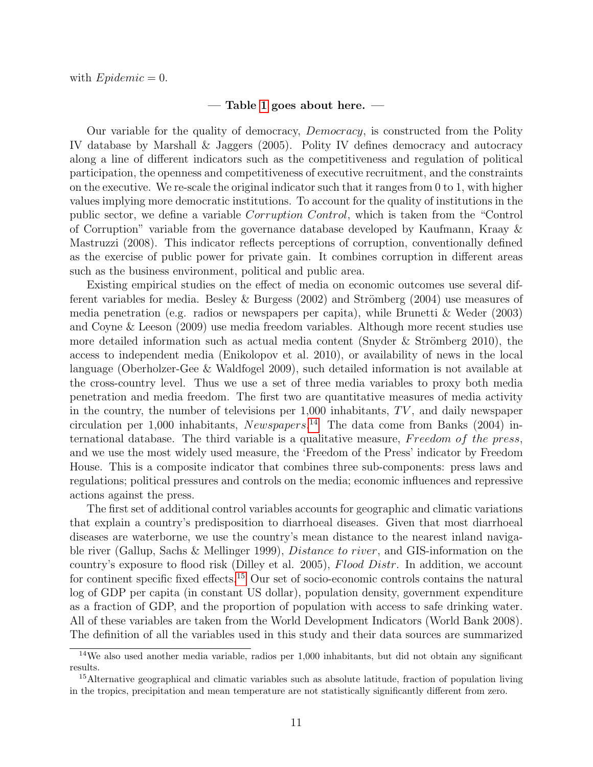with $Epidemic = 0$.

— **Table 1 goes about here.** —

Our variable for the quality of democracy, *Democracy*, is constructed from the Polity IV database by Marshall & Jaggers (2005). Polity IV defines democracy and autocracy along a line of different indicators such as the competitiveness and regulation of political participation, the openness and competitiveness of executive recruitment, and the constraints on the executive. We re-scale the original indicator such that it ranges from 0 to 1, with higher values implying more democratic institutions. To account for the quality of institutions in the public sector, we define a variable *Corruption Control*, which is taken from the "Control of Corruption" variable from the governance database developed by Kaufmann, Kraay & Mastruzzi (2008). This indicator reflects perceptions of corruption, conventionally defined as the exercise of public power for private gain. It combines corruption in different areas such as the business environment, political and public area.

Existing empirical studies on the effect of media on economic outcomes use several different variables for media. Besley & Burgess (2002) and Strömberg (2004) use measures of media penetration (e.g. radios or newspapers per capita), while Brunetti & Weder (2003) and Coyne & Leeson (2009) use media freedom variables. Although more recent studies use more detailed information such as actual media content (Snyder & Strömberg 2010), the access to independent media (Enikolopov et al. 2010), or availability of news in the local language (Oberholzer-Gee & Waldfogel 2009), such detailed information is not available at the cross-country level. Thus we use a set of three media variables to proxy both media penetration and media freedom. The first two are quantitative measures of media activity in the country, the number of televisions per 1,000 inhabitants, $TV$, and daily newspaper circulation per 1,000 inhabitants, *Newspapers*.[14] The data come from Banks (2004) international database. The third variable is a qualitative measure, *Freedom of the press*, and we use the most widely used measure, the 'Freedom of the Press' indicator by Freedom House. This is a composite indicator that combines three sub-components: press laws and regulations; political pressures and controls on the media; economic influences and repressive actions against the press.

The first set of additional control variables accounts for geographic and climatic variations that explain a country's predisposition to diarrhoeal diseases. Given that most diarrhoeal diseases are waterborne, we use the country's mean distance to the nearest inland navigable river (Gallup, Sachs & Mellinger 1999), *Distance to river*, and GIS-information on the country's exposure to flood risk (Dilley et al. 2005), *Flood Distr*. In addition, we account for continent specific fixed effects.[15] Our set of socio-economic controls contains the natural log of GDP per capita (in constant US dollar), population density, government expenditure as a fraction of GDP, and the proportion of population with access to safe drinking water. All of these variables are taken from the World Development Indicators (World Bank 2008). The definition of all the variables used in this study and their data sources are summarized

---

[14] We also used another media variable, radios per 1,000 inhabitants, but did not obtain any significant results.

[15] Alternative geographical and climatic variables such as absolute latitude, fraction of population living in the tropics, precipitation and mean temperature are not statistically significantly different from zero.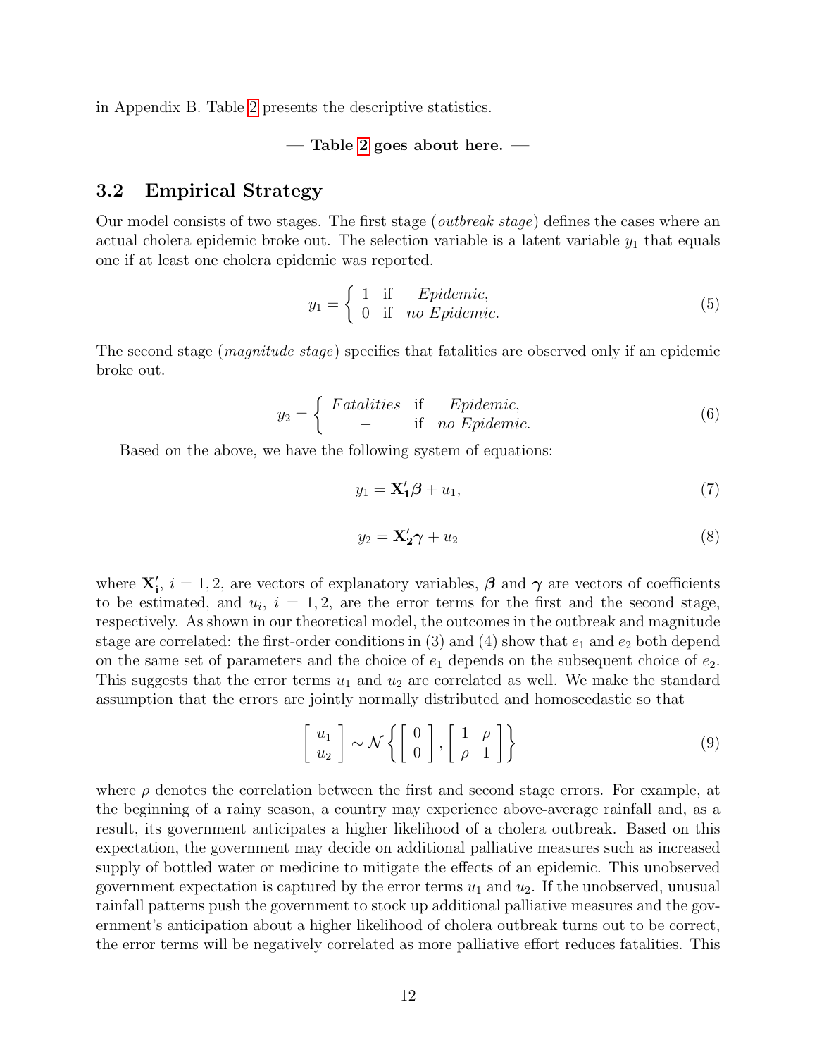in Appendix B. Table 2 presents the descriptive statistics.

— **Table 2 goes about here.** —

## 3.2 Empirical Strategy

Our model consists of two stages. The first stage (*outbreak stage*) defines the cases where an actual cholera epidemic broke out. The selection variable is a latent variable $y_1$ that equals one if at least one cholera epidemic was reported.

$$y_1 = \begin{cases} 1 & \text{if} \quad \textit{Epidemic}, \\ 0 & \text{if} \quad \textit{no Epidemic}. \end{cases} \tag{5}$$

The second stage (*magnitude stage*) specifies that fatalities are observed only if an epidemic broke out.

$$y_2 = \begin{cases} \textit{Fatalities} & \text{if} \quad \textit{Epidemic}, \\ - & \text{if} \quad \textit{no Epidemic}. \end{cases} \tag{6}$$

Based on the above, we have the following system of equations:

$$y_1 = \mathbf{X_1'}\boldsymbol{\beta} + u_1, \tag{7}$$

$$y_2 = \mathbf{X_2'}\boldsymbol{\gamma} + u_2 \tag{8}$$

where $\mathbf{X_i'}$, $i = 1, 2$, are vectors of explanatory variables, $\boldsymbol{\beta}$ and $\boldsymbol{\gamma}$ are vectors of coefficients to be estimated, and $u_i$, $i = 1, 2$, are the error terms for the first and the second stage, respectively. As shown in our theoretical model, the outcomes in the outbreak and magnitude stage are correlated: the first-order conditions in (3) and (4) show that $e_1$ and $e_2$ both depend on the same set of parameters and the choice of $e_1$ depends on the subsequent choice of $e_2$. This suggests that the error terms $u_1$ and $u_2$ are correlated as well. We make the standard assumption that the errors are jointly normally distributed and homoscedastic so that

$$\begin{bmatrix} u_1 \\ u_2 \end{bmatrix} \sim \mathcal{N}\left\{ \begin{bmatrix} 0 \\ 0 \end{bmatrix}, \begin{bmatrix} 1 & \rho \\ \rho & 1 \end{bmatrix} \right\} \tag{9}$$

where $\rho$ denotes the correlation between the first and second stage errors. For example, at the beginning of a rainy season, a country may experience above-average rainfall and, as a result, its government anticipates a higher likelihood of a cholera outbreak. Based on this expectation, the government may decide on additional palliative measures such as increased supply of bottled water or medicine to mitigate the effects of an epidemic. This unobserved government expectation is captured by the error terms $u_1$ and $u_2$. If the unobserved, unusual rainfall patterns push the government to stock up additional palliative measures and the government's anticipation about a higher likelihood of cholera outbreak turns out to be correct, the error terms will be negatively correlated as more palliative effort reduces fatalities. This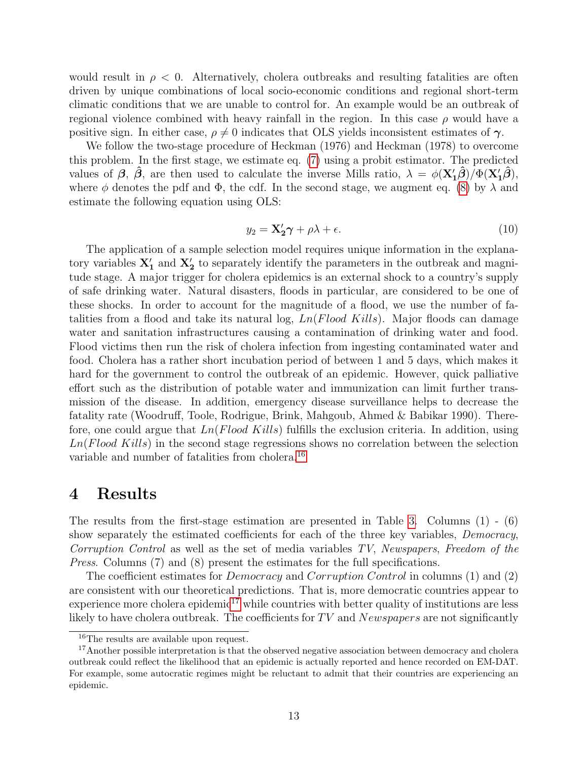would result in $\rho < 0$. Alternatively, cholera outbreaks and resulting fatalities are often driven by unique combinations of local socio-economic conditions and regional short-term climatic conditions that we are unable to control for. An example would be an outbreak of regional violence combined with heavy rainfall in the region. In this case $\rho$ would have a positive sign. In either case, $\rho \neq 0$ indicates that OLS yields inconsistent estimates of $\boldsymbol{\gamma}$.

We follow the two-stage procedure of Heckman (1976) and Heckman (1978) to overcome this problem. In the first stage, we estimate eq. (7) using a probit estimator. The predicted values of $\boldsymbol{\beta}$, $\hat{\boldsymbol{\beta}}$, are then used to calculate the inverse Mills ratio, $\lambda = \phi(\mathbf{X_1'}\hat{\boldsymbol{\beta}})/\Phi(\mathbf{X_1'}\hat{\boldsymbol{\beta}})$, where $\phi$ denotes the pdf and $\Phi$, the cdf. In the second stage, we augment eq. (8) by $\lambda$ and estimate the following equation using OLS:

$$y_2 = \mathbf{X_2'}\boldsymbol{\gamma} + \rho\lambda + \epsilon. \tag{10}$$

The application of a sample selection model requires unique information in the explanatory variables $\mathbf{X_1'}$ and $\mathbf{X_2'}$ to separately identify the parameters in the outbreak and magnitude stage. A major trigger for cholera epidemics is an external shock to a country's supply of safe drinking water. Natural disasters, floods in particular, are considered to be one of these shocks. In order to account for the magnitude of a flood, we use the number of fatalities from a flood and take its natural log, *Ln*(*Flood Kills*). Major floods can damage water and sanitation infrastructures causing a contamination of drinking water and food. Flood victims then run the risk of cholera infection from ingesting contaminated water and food. Cholera has a rather short incubation period of between 1 and 5 days, which makes it hard for the government to control the outbreak of an epidemic. However, quick palliative effort such as the distribution of potable water and immunization can limit further transmission of the disease. In addition, emergency disease surveillance helps to decrease the fatality rate (Woodruff, Toole, Rodrigue, Brink, Mahgoub, Ahmed & Babikar 1990). Therefore, one could argue that *Ln*(*Flood Kills*) fulfills the exclusion criteria. In addition, using *Ln*(*Flood Kills*) in the second stage regressions shows no correlation between the selection variable and number of fatalities from cholera.[16]

# 4 Results

The results from the first-stage estimation are presented in Table 3. Columns (1) - (6) show separately the estimated coefficients for each of the three key variables, *Democracy*, *Corruption Control* as well as the set of media variables *TV*, *Newspapers*, *Freedom of the Press*. Columns (7) and (8) present the estimates for the full specifications.

The coefficient estimates for *Democracy* and *Corruption Control* in columns (1) and (2) are consistent with our theoretical predictions. That is, more democratic countries appear to experience more cholera epidemic[17] while countries with better quality of institutions are less likely to have cholera outbreak. The coefficients for *TV* and *Newspapers* are not significantly

[16] The results are available upon request.

[17] Another possible interpretation is that the observed negative association between democracy and cholera outbreak could reflect the likelihood that an epidemic is actually reported and hence recorded on EM-DAT. For example, some autocratic regimes might be reluctant to admit that their countries are experiencing an epidemic.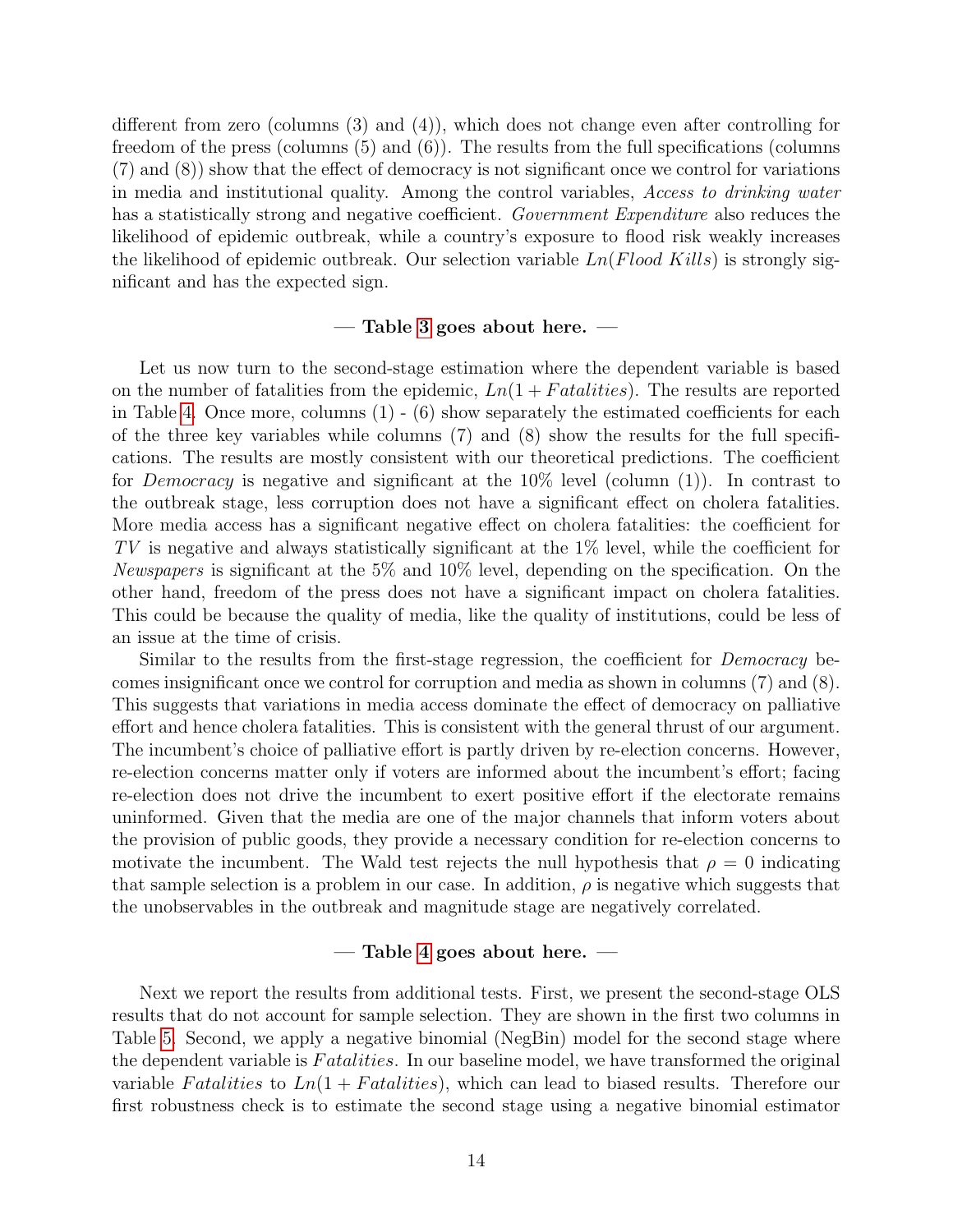different from zero (columns (3) and (4)), which does not change even after controlling for freedom of the press (columns (5) and (6)). The results from the full specifications (columns (7) and (8)) show that the effect of democracy is not significant once we control for variations in media and institutional quality. Among the control variables, *Access to drinking water* has a statistically strong and negative coefficient. *Government Expenditure* also reduces the likelihood of epidemic outbreak, while a country's exposure to flood risk weakly increases the likelihood of epidemic outbreak. Our selection variable $Ln(Flood\ Kills)$ is strongly significant and has the expected sign.

**— Table 3 goes about here. —**

Let us now turn to the second-stage estimation where the dependent variable is based on the number of fatalities from the epidemic, $Ln(1 + Fatalities)$. The results are reported in Table 4. Once more, columns (1) - (6) show separately the estimated coefficients for each of the three key variables while columns (7) and (8) show the results for the full specifications. The results are mostly consistent with our theoretical predictions. The coefficient for *Democracy* is negative and significant at the 10% level (column (1)). In contrast to the outbreak stage, less corruption does not have a significant effect on cholera fatalities. More media access has a significant negative effect on cholera fatalities: the coefficient for $TV$ is negative and always statistically significant at the 1% level, while the coefficient for *Newspapers* is significant at the 5% and 10% level, depending on the specification. On the other hand, freedom of the press does not have a significant impact on cholera fatalities. This could be because the quality of media, like the quality of institutions, could be less of an issue at the time of crisis.

Similar to the results from the first-stage regression, the coefficient for *Democracy* becomes insignificant once we control for corruption and media as shown in columns (7) and (8). This suggests that variations in media access dominate the effect of democracy on palliative effort and hence cholera fatalities. This is consistent with the general thrust of our argument. The incumbent's choice of palliative effort is partly driven by re-election concerns. However, re-election concerns matter only if voters are informed about the incumbent's effort; facing re-election does not drive the incumbent to exert positive effort if the electorate remains uninformed. Given that the media are one of the major channels that inform voters about the provision of public goods, they provide a necessary condition for re-election concerns to motivate the incumbent. The Wald test rejects the null hypothesis that $\rho = 0$ indicating that sample selection is a problem in our case. In addition, $\rho$ is negative which suggests that the unobservables in the outbreak and magnitude stage are negatively correlated.

**— Table 4 goes about here. —**

Next we report the results from additional tests. First, we present the second-stage OLS results that do not account for sample selection. They are shown in the first two columns in Table 5. Second, we apply a negative binomial (NegBin) model for the second stage where the dependent variable is $Fatalities$. In our baseline model, we have transformed the original variable $Fatalities$ to $Ln(1 + Fatalities)$, which can lead to biased results. Therefore our first robustness check is to estimate the second stage using a negative binomial estimator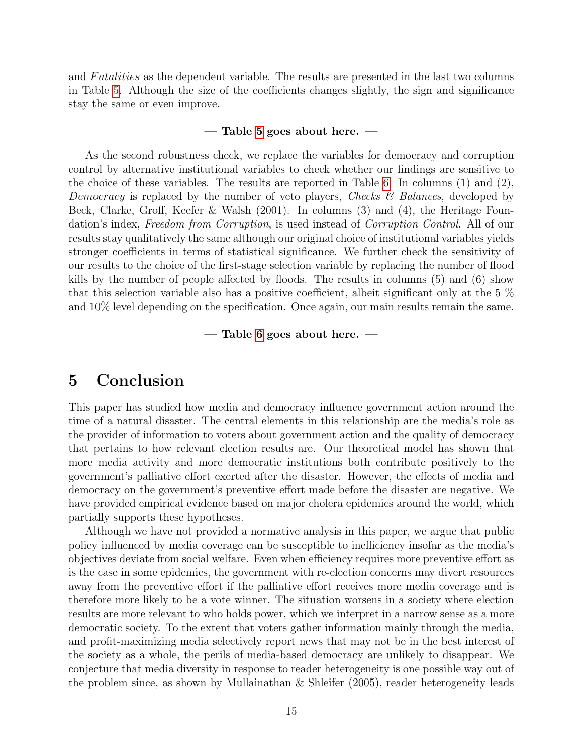and *Fatalities* as the dependent variable. The results are presented in the last two columns in Table 5. Although the size of the coefficients changes slightly, the sign and significance stay the same or even improve.

**— Table 5 goes about here. —**

As the second robustness check, we replace the variables for democracy and corruption control by alternative institutional variables to check whether our findings are sensitive to the choice of these variables. The results are reported in Table 6. In columns (1) and (2), *Democracy* is replaced by the number of veto players, *Checks & Balances*, developed by Beck, Clarke, Groff, Keefer & Walsh (2001). In columns (3) and (4), the Heritage Foundation's index, *Freedom from Corruption*, is used instead of *Corruption Control*. All of our results stay qualitatively the same although our original choice of institutional variables yields stronger coefficients in terms of statistical significance. We further check the sensitivity of our results to the choice of the first-stage selection variable by replacing the number of flood kills by the number of people affected by floods. The results in columns (5) and (6) show that this selection variable also has a positive coefficient, albeit significant only at the 5 % and 10% level depending on the specification. Once again, our main results remain the same.

**— Table 6 goes about here. —**

# 5 Conclusion

This paper has studied how media and democracy influence government action around the time of a natural disaster. The central elements in this relationship are the media's role as the provider of information to voters about government action and the quality of democracy that pertains to how relevant election results are. Our theoretical model has shown that more media activity and more democratic institutions both contribute positively to the government's palliative effort exerted after the disaster. However, the effects of media and democracy on the government's preventive effort made before the disaster are negative. We have provided empirical evidence based on major cholera epidemics around the world, which partially supports these hypotheses.

Although we have not provided a normative analysis in this paper, we argue that public policy influenced by media coverage can be susceptible to inefficiency insofar as the media's objectives deviate from social welfare. Even when efficiency requires more preventive effort as is the case in some epidemics, the government with re-election concerns may divert resources away from the preventive effort if the palliative effort receives more media coverage and is therefore more likely to be a vote winner. The situation worsens in a society where election results are more relevant to who holds power, which we interpret in a narrow sense as a more democratic society. To the extent that voters gather information mainly through the media, and profit-maximizing media selectively report news that may not be in the best interest of the society as a whole, the perils of media-based democracy are unlikely to disappear. We conjecture that media diversity in response to reader heterogeneity is one possible way out of the problem since, as shown by Mullainathan & Shleifer (2005), reader heterogeneity leads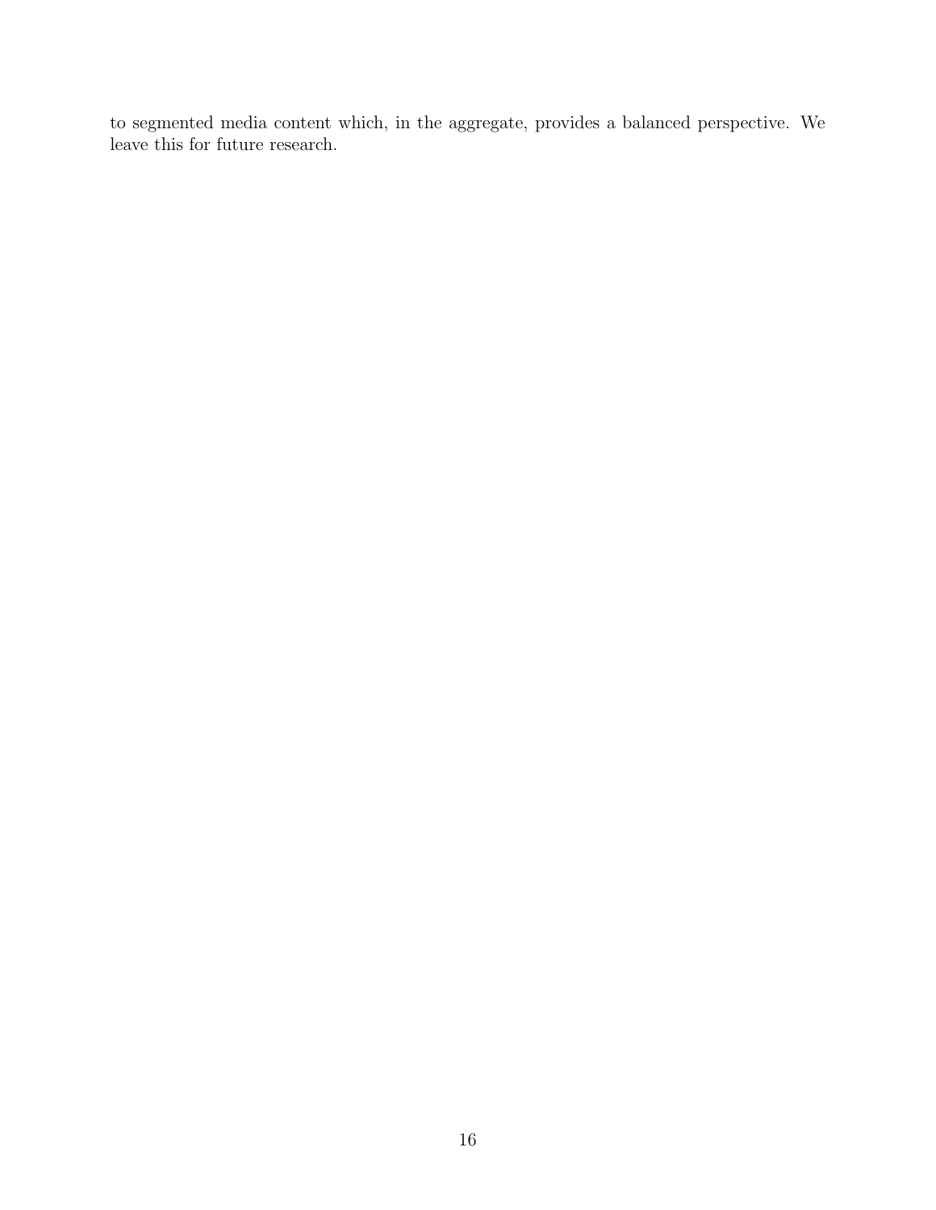to segmented media content which, in the aggregate, provides a balanced perspective. We leave this for future research.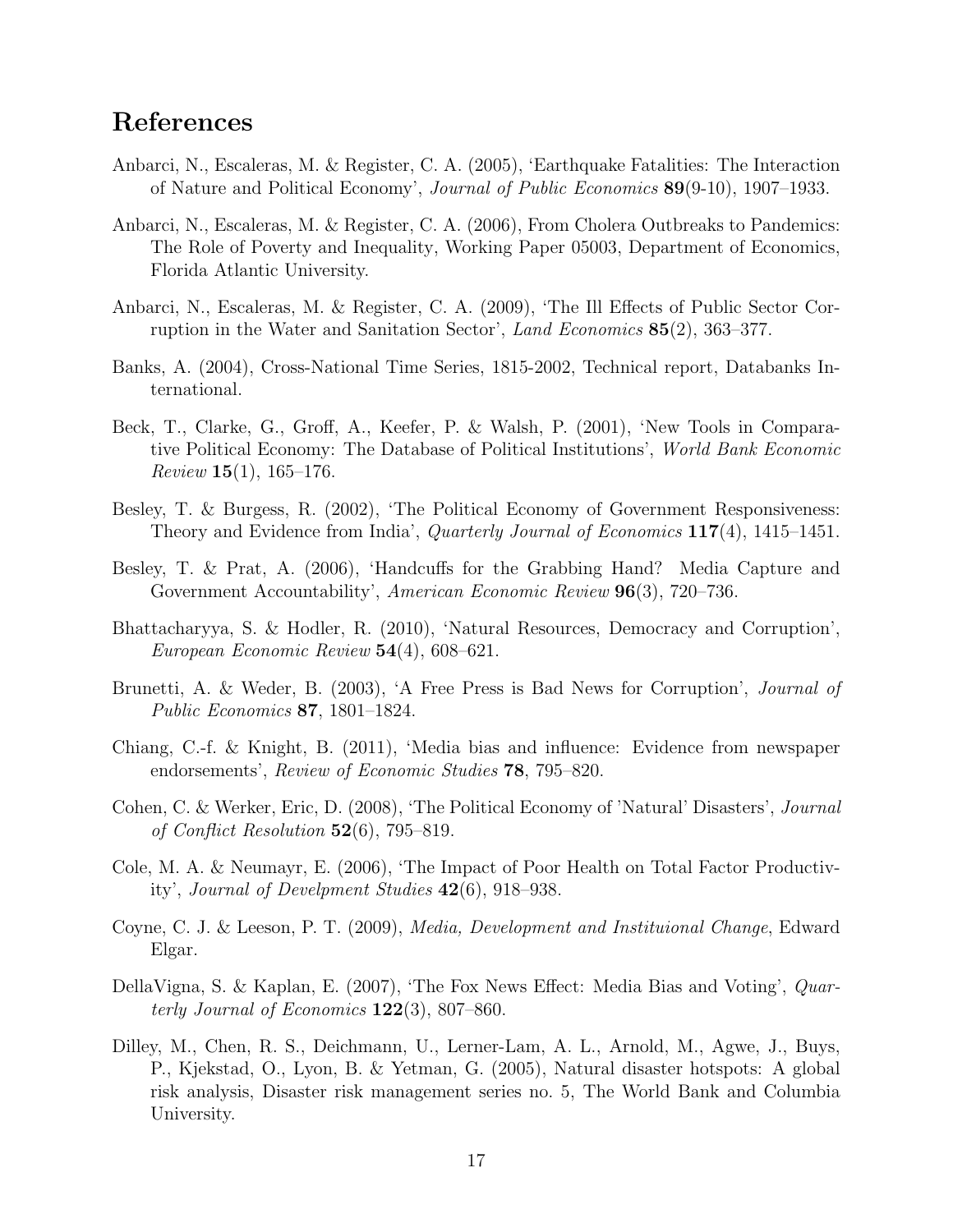## References

Anbarci, N., Escaleras, M. & Register, C. A. (2005), 'Earthquake Fatalities: The Interaction of Nature and Political Economy', *Journal of Public Economics* **89**(9-10), 1907–1933.

Anbarci, N., Escaleras, M. & Register, C. A. (2006), From Cholera Outbreaks to Pandemics: The Role of Poverty and Inequality, Working Paper 05003, Department of Economics, Florida Atlantic University.

Anbarci, N., Escaleras, M. & Register, C. A. (2009), 'The Ill Effects of Public Sector Corruption in the Water and Sanitation Sector', *Land Economics* **85**(2), 363–377.

Banks, A. (2004), Cross-National Time Series, 1815-2002, Technical report, Databanks International.

Beck, T., Clarke, G., Groff, A., Keefer, P. & Walsh, P. (2001), 'New Tools in Comparative Political Economy: The Database of Political Institutions', *World Bank Economic Review* **15**(1), 165–176.

Besley, T. & Burgess, R. (2002), 'The Political Economy of Government Responsiveness: Theory and Evidence from India', *Quarterly Journal of Economics* **117**(4), 1415–1451.

Besley, T. & Prat, A. (2006), 'Handcuffs for the Grabbing Hand? Media Capture and Government Accountability', *American Economic Review* **96**(3), 720–736.

Bhattacharyya, S. & Hodler, R. (2010), 'Natural Resources, Democracy and Corruption', *European Economic Review* **54**(4), 608–621.

Brunetti, A. & Weder, B. (2003), 'A Free Press is Bad News for Corruption', *Journal of Public Economics* **87**, 1801–1824.

Chiang, C.-f. & Knight, B. (2011), 'Media bias and influence: Evidence from newspaper endorsements', *Review of Economic Studies* **78**, 795–820.

Cohen, C. & Werker, Eric, D. (2008), 'The Political Economy of 'Natural' Disasters', *Journal of Conflict Resolution* **52**(6), 795–819.

Cole, M. A. & Neumayr, E. (2006), 'The Impact of Poor Health on Total Factor Productivity', *Journal of Develpment Studies* **42**(6), 918–938.

Coyne, C. J. & Leeson, P. T. (2009), *Media, Development and Instituional Change*, Edward Elgar.

DellaVigna, S. & Kaplan, E. (2007), 'The Fox News Effect: Media Bias and Voting', *Quarterly Journal of Economics* **122**(3), 807–860.

Dilley, M., Chen, R. S., Deichmann, U., Lerner-Lam, A. L., Arnold, M., Agwe, J., Buys, P., Kjekstad, O., Lyon, B. & Yetman, G. (2005), Natural disaster hotspots: A global risk analysis, Disaster risk management series no. 5, The World Bank and Columbia University.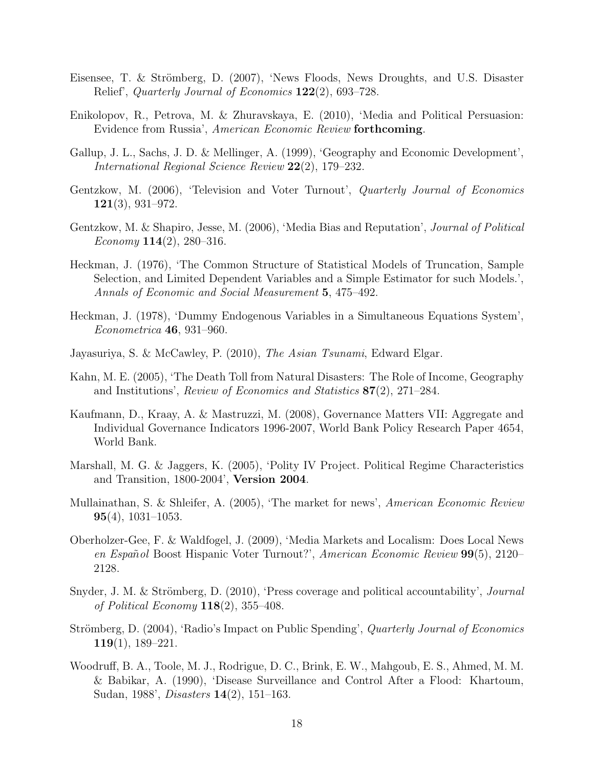Eisensee, T. & Strömberg, D. (2007), 'News Floods, News Droughts, and U.S. Disaster Relief', *Quarterly Journal of Economics* **122**(2), 693–728.

Enikolopov, R., Petrova, M. & Zhuravskaya, E. (2010), 'Media and Political Persuasion: Evidence from Russia', *American Economic Review* **forthcoming**.

Gallup, J. L., Sachs, J. D. & Mellinger, A. (1999), 'Geography and Economic Development', *International Regional Science Review* **22**(2), 179–232.

Gentzkow, M. (2006), 'Television and Voter Turnout', *Quarterly Journal of Economics* **121**(3), 931–972.

Gentzkow, M. & Shapiro, Jesse, M. (2006), 'Media Bias and Reputation', *Journal of Political Economy* **114**(2), 280–316.

Heckman, J. (1976), 'The Common Structure of Statistical Models of Truncation, Sample Selection, and Limited Dependent Variables and a Simple Estimator for such Models.', *Annals of Economic and Social Measurement* **5**, 475–492.

Heckman, J. (1978), 'Dummy Endogenous Variables in a Simultaneous Equations System', *Econometrica* **46**, 931–960.

Jayasuriya, S. & McCawley, P. (2010), *The Asian Tsunami*, Edward Elgar.

Kahn, M. E. (2005), 'The Death Toll from Natural Disasters: The Role of Income, Geography and Institutions', *Review of Economics and Statistics* **87**(2), 271–284.

Kaufmann, D., Kraay, A. & Mastruzzi, M. (2008), Governance Matters VII: Aggregate and Individual Governance Indicators 1996-2007, World Bank Policy Research Paper 4654, World Bank.

Marshall, M. G. & Jaggers, K. (2005), 'Polity IV Project. Political Regime Characteristics and Transition, 1800-2004', **Version 2004**.

Mullainathan, S. & Shleifer, A. (2005), 'The market for news', *American Economic Review* **95**(4), 1031–1053.

Oberholzer-Gee, F. & Waldfogel, J. (2009), 'Media Markets and Localism: Does Local News *en Español* Boost Hispanic Voter Turnout?', *American Economic Review* **99**(5), 2120–2128.

Snyder, J. M. & Strömberg, D. (2010), 'Press coverage and political accountability', *Journal of Political Economy* **118**(2), 355–408.

Strömberg, D. (2004), 'Radio's Impact on Public Spending', *Quarterly Journal of Economics* **119**(1), 189–221.

Woodruff, B. A., Toole, M. J., Rodrigue, D. C., Brink, E. W., Mahgoub, E. S., Ahmed, M. M. & Babikar, A. (1990), 'Disease Surveillance and Control After a Flood: Khartoum, Sudan, 1988', *Disasters* **14**(2), 151–163.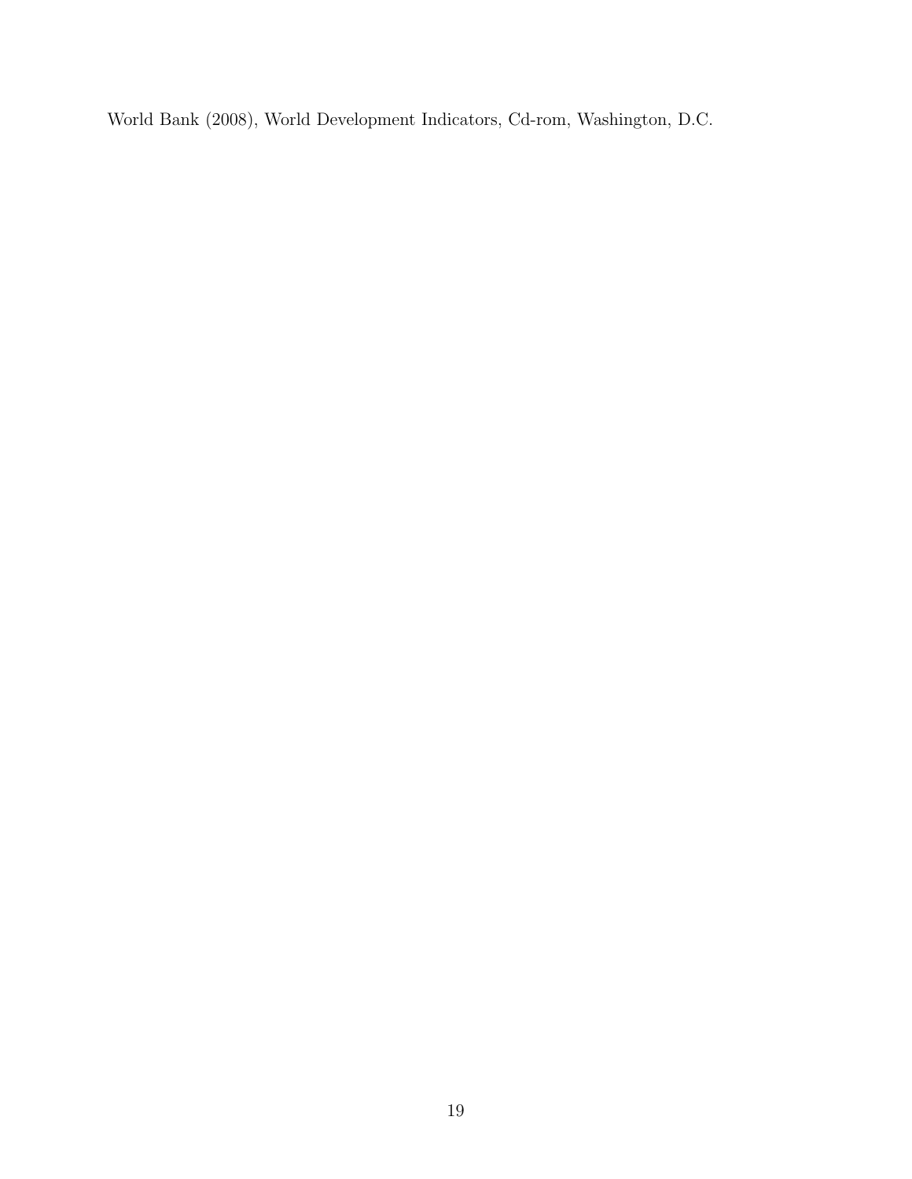World Bank (2008), World Development Indicators, Cd-rom, Washington, D.C.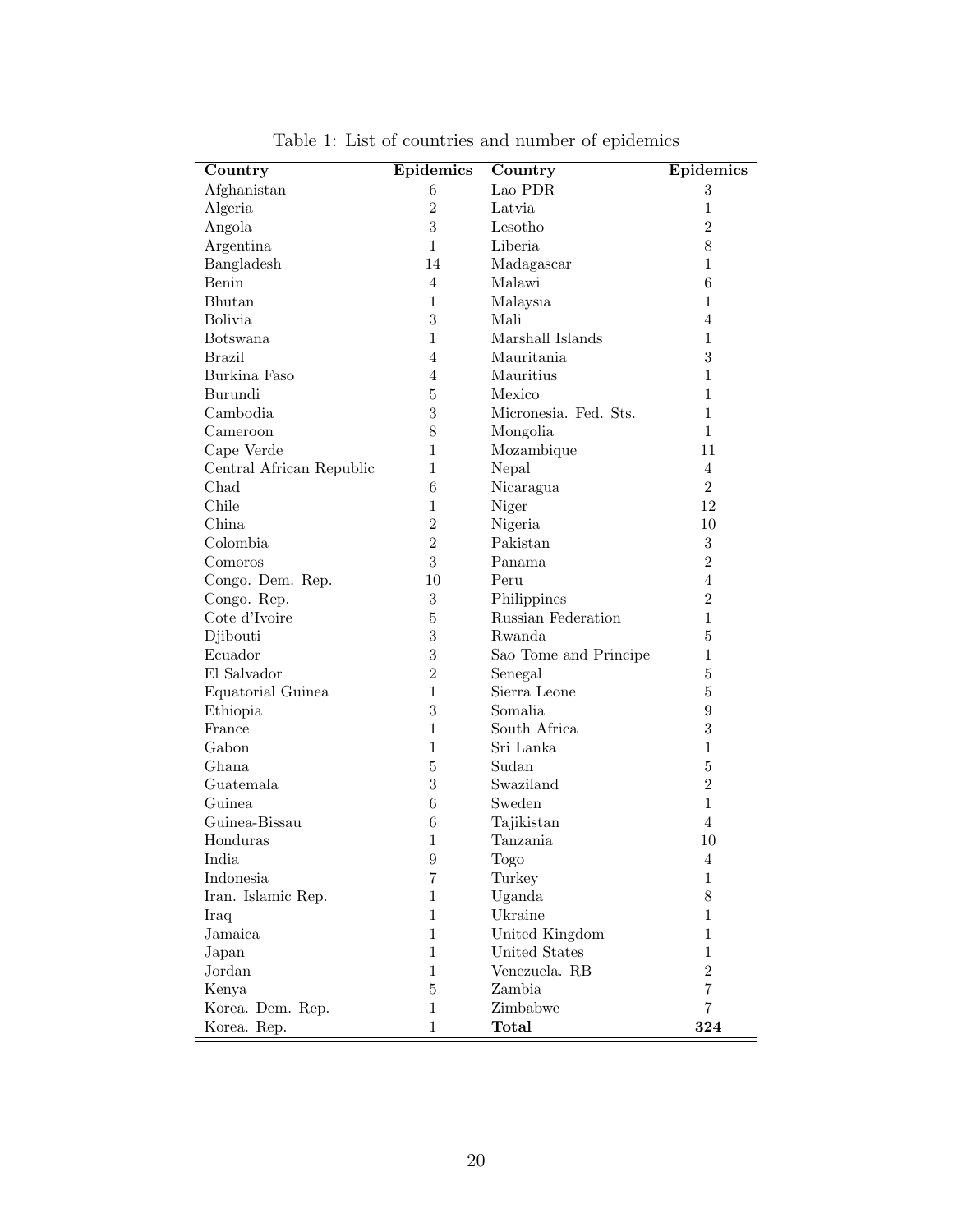Table 1: List of countries and number of epidemics

| Country | Epidemics | Country | Epidemics |
|---|---|---|---|
| Afghanistan | 6 | Lao PDR | 3 |
| Algeria | 2 | Latvia | 1 |
| Angola | 3 | Lesotho | 2 |
| Argentina | 1 | Liberia | 8 |
| Bangladesh | 14 | Madagascar | 1 |
| Benin | 4 | Malawi | 6 |
| Bhutan | 1 | Malaysia | 1 |
| Bolivia | 3 | Mali | 4 |
| Botswana | 1 | Marshall Islands | 1 |
| Brazil | 4 | Mauritania | 3 |
| Burkina Faso | 4 | Mauritius | 1 |
| Burundi | 5 | Mexico | 1 |
| Cambodia | 3 | Micronesia. Fed. Sts. | 1 |
| Cameroon | 8 | Mongolia | 1 |
| Cape Verde | 1 | Mozambique | 11 |
| Central African Republic | 1 | Nepal | 4 |
| Chad | 6 | Nicaragua | 2 |
| Chile | 1 | Niger | 12 |
| China | 2 | Nigeria | 10 |
| Colombia | 2 | Pakistan | 3 |
| Comoros | 3 | Panama | 2 |
| Congo. Dem. Rep. | 10 | Peru | 4 |
| Congo. Rep. | 3 | Philippines | 2 |
| Cote d'Ivoire | 5 | Russian Federation | 1 |
| Djibouti | 3 | Rwanda | 5 |
| Ecuador | 3 | Sao Tome and Principe | 1 |
| El Salvador | 2 | Senegal | 5 |
| Equatorial Guinea | 1 | Sierra Leone | 5 |
| Ethiopia | 3 | Somalia | 9 |
| France | 1 | South Africa | 3 |
| Gabon | 1 | Sri Lanka | 1 |
| Ghana | 5 | Sudan | 5 |
| Guatemala | 3 | Swaziland | 2 |
| Guinea | 6 | Sweden | 1 |
| Guinea-Bissau | 6 | Tajikistan | 4 |
| Honduras | 1 | Tanzania | 10 |
| India | 9 | Togo | 4 |
| Indonesia | 7 | Turkey | 1 |
| Iran. Islamic Rep. | 1 | Uganda | 8 |
| Iraq | 1 | Ukraine | 1 |
| Jamaica | 1 | United Kingdom | 1 |
| Japan | 1 | United States | 1 |
| Jordan | 1 | Venezuela. RB | 2 |
| Kenya | 5 | Zambia | 7 |
| Korea. Dem. Rep. | 1 | Zimbabwe | 7 |
| Korea. Rep. | 1 | **Total** | **324** |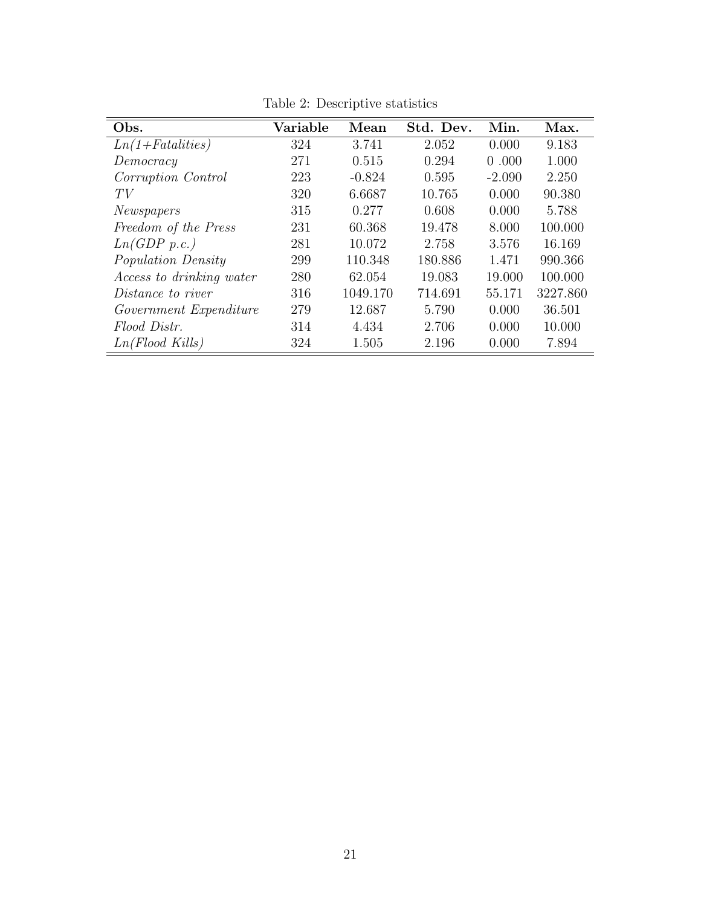Table 2: Descriptive statistics

| Obs. | Variable | Mean | Std. Dev. | Min. | Max. |
|---|---|---|---|---|---|
| *Ln(1+Fatalities)* | 324 | 3.741 | 2.052 | 0.000 | 9.183 |
| *Democracy* | 271 | 0.515 | 0.294 | 0 .000 | 1.000 |
| *Corruption Control* | 223 | -0.824 | 0.595 | -2.090 | 2.250 |
| *TV* | 320 | 6.6687 | 10.765 | 0.000 | 90.380 |
| *Newspapers* | 315 | 0.277 | 0.608 | 0.000 | 5.788 |
| *Freedom of the Press* | 231 | 60.368 | 19.478 | 8.000 | 100.000 |
| *Ln(GDP p.c.)* | 281 | 10.072 | 2.758 | 3.576 | 16.169 |
| *Population Density* | 299 | 110.348 | 180.886 | 1.471 | 990.366 |
| *Access to drinking water* | 280 | 62.054 | 19.083 | 19.000 | 100.000 |
| *Distance to river* | 316 | 1049.170 | 714.691 | 55.171 | 3227.860 |
| *Government Expenditure* | 279 | 12.687 | 5.790 | 0.000 | 36.501 |
| *Flood Distr.* | 314 | 4.434 | 2.706 | 0.000 | 10.000 |
| *Ln(Flood Kills)* | 324 | 1.505 | 2.196 | 0.000 | 7.894 |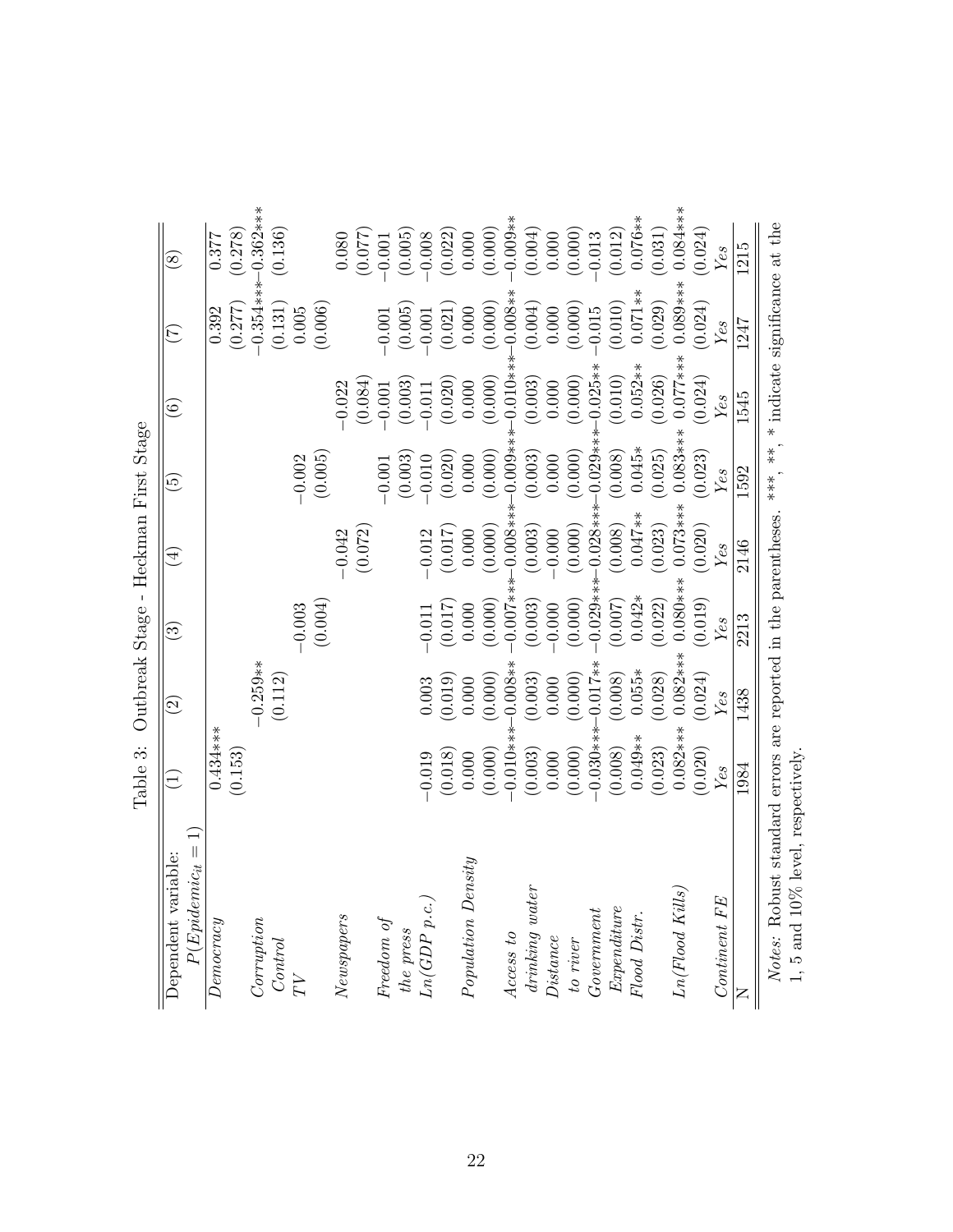Table 3: Outbreak Stage - Heckman First Stage

| Dependent variable: $P(Epidemic_{it} = 1)$ | (1) | (2) | (3) | (4) | (5) | (6) | (7) | (8) |
|---|---|---|---|---|---|---|---|---|
| *Democracy* | 0.434*** | | | | | | 0.392 | 0.377 |
| | (0.153) | | | | | | (0.277) | (0.278) |
| *Corruption Control* | | −0.259** | | | | | −0.354*** | −0.362*** |
| | | (0.112) | | | | | (0.131) | (0.136) |
| *TV* | | | −0.003 | | −0.002 | | 0.005 | |
| | | | (0.004) | | (0.005) | | (0.006) | |
| *Newspapers* | | | | −0.042 | | −0.022 | | 0.080 |
| | | | | (0.072) | | (0.084) | | (0.077) |
| *Freedom of the press* | | | | | −0.001 | −0.001 | −0.001 | −0.001 |
| | | | | | (0.003) | (0.003) | (0.005) | (0.005) |
| *Ln(GDP p.c.)* | −0.019 | 0.003 | −0.011 | −0.012 | −0.010 | −0.011 | −0.001 | −0.008 |
| | (0.018) | (0.019) | (0.017) | (0.017) | (0.020) | (0.020) | (0.021) | (0.022) |
| *Population Density* | 0.000 | 0.000 | 0.000 | 0.000 | 0.000 | 0.000 | 0.000 | 0.000 |
| | (0.000) | (0.000) | (0.000) | (0.000) | (0.000) | (0.000) | (0.000) | (0.000) |
| *Access to drinking water* | −0.010*** | −0.008** | −0.007*** | −0.008*** | −0.009*** | −0.010*** | −0.008** | −0.009** |
| | (0.003) | (0.003) | (0.003) | (0.003) | (0.003) | (0.003) | (0.004) | (0.004) |
| *Distance to river* | 0.000 | 0.000 | −0.000 | −0.000 | 0.000 | 0.000 | 0.000 | 0.000 |
| | (0.000) | (0.000) | (0.000) | (0.000) | (0.000) | (0.000) | (0.000) | (0.000) |
| *Government Expenditure* | −0.030*** | −0.017** | −0.029*** | −0.028*** | −0.029*** | −0.025** | −0.015 | −0.013 |
| | (0.008) | (0.008) | (0.007) | (0.008) | (0.008) | (0.010) | (0.010) | (0.012) |
| *Flood Distr.* | 0.049** | 0.055* | 0.042* | 0.047** | 0.045* | 0.052** | 0.071** | 0.076** |
| | (0.023) | (0.028) | (0.022) | (0.023) | (0.025) | (0.026) | (0.029) | (0.031) |
| *Ln(Flood Kills)* | 0.082*** | 0.082*** | 0.080*** | 0.073*** | 0.083*** | 0.077*** | 0.089*** | 0.084*** |
| | (0.020) | (0.024) | (0.019) | (0.020) | (0.023) | (0.024) | (0.024) | (0.024) |
| *Continent FE* | *Yes* | *Yes* | *Yes* | *Yes* | *Yes* | *Yes* | *Yes* | *Yes* |
| N | 1984 | 1438 | 2213 | 2146 | 1592 | 1545 | 1247 | 1215 |

*Notes:* Robust standard errors are reported in the parentheses. ***, **, * indicate significance at the 1, 5 and 10% level, respectively.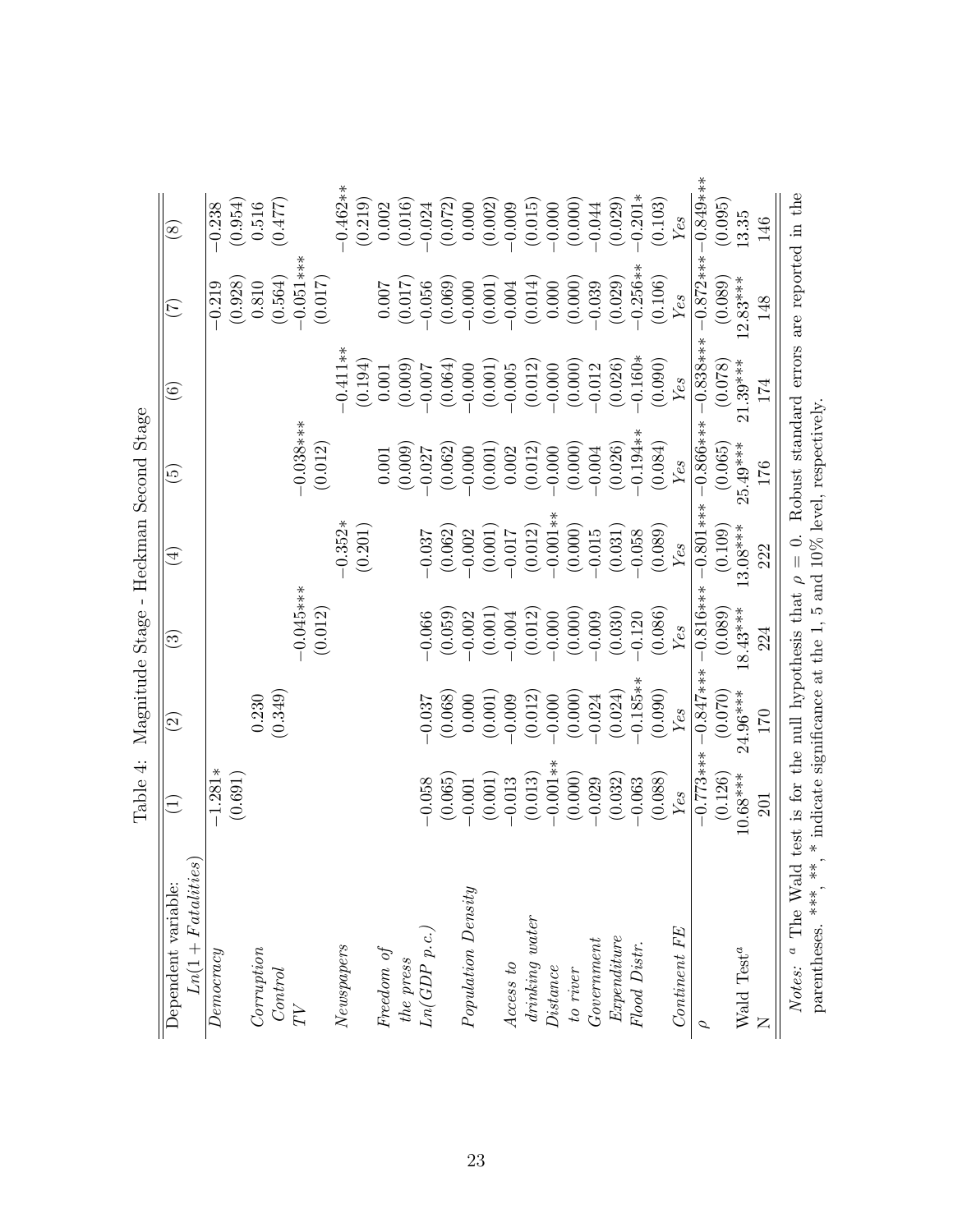Table 4: Magnitude Stage - Heckman Second Stage

| Dependent variable: $Ln(1 + Fatalities)$ | (1) | (2) | (3) | (4) | (5) | (6) | (7) | (8) |
|---|---|---|---|---|---|---|---|---|
| *Democracy* | −1.281* | | | | | | −0.219 | −0.238 |
| | (0.691) | | | | | | (0.928) | (0.954) |
| *Corruption Control* | | 0.230 | | | | | 0.810 | 0.516 |
| | | (0.349) | | | | | (0.564) | (0.477) |
| *TV* | | | −0.045*** | | −0.038*** | | −0.051*** | |
| | | | (0.012) | | (0.012) | | (0.017) | |
| *Newspapers* | | | | −0.352* | | −0.411** | | −0.462** |
| | | | | (0.201) | | (0.194) | | (0.219) |
| *Freedom of the press* | | | | | 0.001 | 0.001 | 0.007 | 0.002 |
| | | | | | (0.009) | (0.009) | (0.017) | (0.016) |
| *Ln(GDP p.c.)* | −0.058 | −0.037 | −0.066 | −0.037 | −0.027 | −0.007 | −0.056 | −0.024 |
| | (0.065) | (0.068) | (0.059) | (0.062) | (0.062) | (0.064) | (0.069) | (0.072) |
| *Population Density* | −0.001 | 0.000 | −0.002 | −0.002 | −0.000 | −0.000 | −0.000 | 0.000 |
| | (0.001) | (0.001) | (0.001) | (0.001) | (0.001) | (0.001) | (0.001) | (0.002) |
| *Access to drinking water* | −0.013 | −0.009 | −0.004 | −0.017 | 0.002 | −0.005 | −0.004 | −0.009 |
| | (0.013) | (0.012) | (0.012) | (0.012) | (0.012) | (0.012) | (0.014) | (0.015) |
| *Distance to river* | −0.001** | −0.000 | −0.000 | −0.001** | −0.000 | −0.000 | 0.000 | −0.000 |
| | (0.000) | (0.000) | (0.000) | (0.000) | (0.000) | (0.000) | (0.000) | (0.000) |
| *Government Expenditure* | −0.029 | −0.024 | −0.009 | −0.015 | −0.004 | −0.012 | −0.039 | −0.044 |
| | (0.032) | (0.024) | (0.030) | (0.031) | (0.026) | (0.026) | (0.029) | (0.029) |
| *Flood Distr.* | −0.063 | −0.185** | −0.120 | −0.058 | −0.194** | −0.160* | −0.256** | −0.201* |
| | (0.088) | (0.090) | (0.086) | (0.089) | (0.084) | (0.090) | (0.106) | (0.103) |
| *Continent FE* | *Yes* | *Yes* | *Yes* | *Yes* | *Yes* | *Yes* | *Yes* | *Yes* |
| $\rho$ | −0.773*** | −0.847*** | −0.816*** | −0.801*** | −0.866*** | −0.838*** | −0.872*** | −0.849*** |
| | (0.126) | (0.070) | (0.089) | (0.109) | (0.065) | (0.078) | (0.089) | (0.095) |
| Wald Test[a] | 10.68*** | 24.96*** | 18.43*** | 13.08*** | 25.49*** | 21.39*** | 12.83*** | 13.35 |
| N | 201 | 170 | 224 | 222 | 176 | 174 | 148 | 146 |

*Notes:* [a] The Wald test is for the null hypothesis that $\rho = 0$. Robust standard errors are reported in the parentheses. ***, **, * indicate significance at the 1, 5 and 10% level, respectively.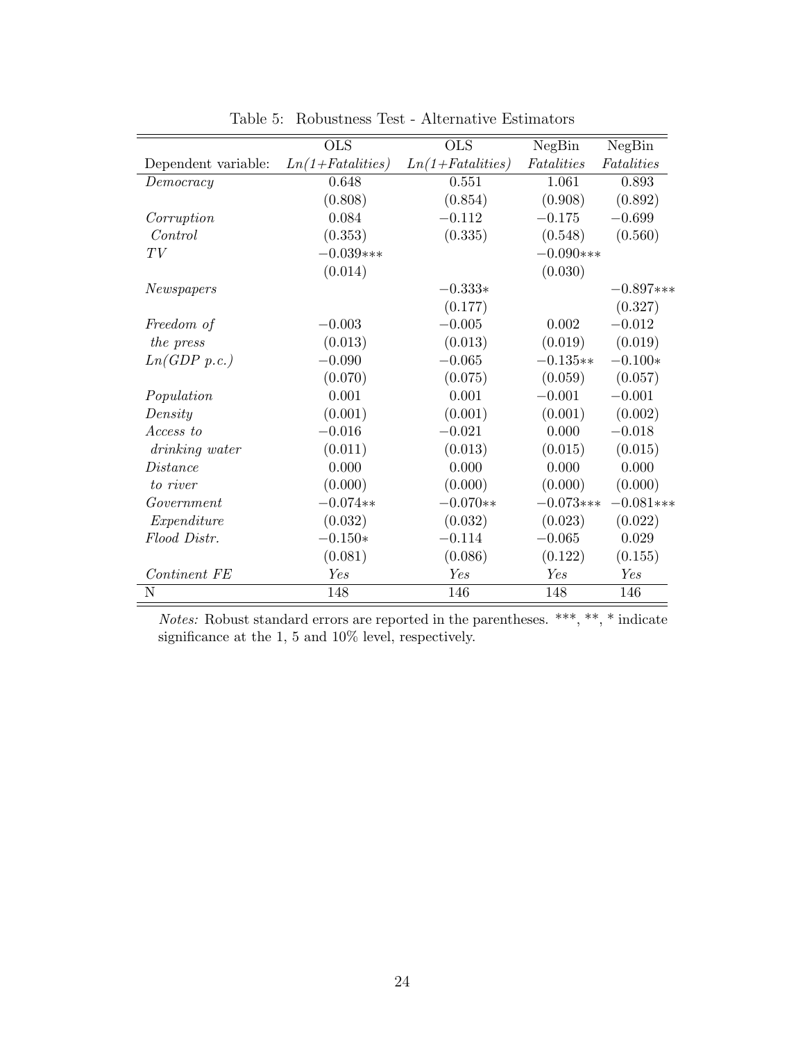Table 5: Robustness Test - Alternative Estimators

| | OLS | OLS | NegBin | NegBin |
|---|---|---|---|---|
| Dependent variable: | *Ln(1+Fatalities)* | *Ln(1+Fatalities)* | *Fatalities* | *Fatalities* |
| *Democracy* | 0.648 | 0.551 | 1.061 | 0.893 |
| | (0.808) | (0.854) | (0.908) | (0.892) |
| *Corruption Control* | 0.084 | −0.112 | −0.175 | −0.699 |
| | (0.353) | (0.335) | (0.548) | (0.560) |
| *TV* | −0.039*** | | −0.090*** | |
| | (0.014) | | (0.030) | |
| *Newspapers* | | −0.333* | | −0.897*** |
| | | (0.177) | | (0.327) |
| *Freedom of the press* | −0.003 | −0.005 | 0.002 | −0.012 |
| | (0.013) | (0.013) | (0.019) | (0.019) |
| *Ln(GDP p.c.)* | −0.090 | −0.065 | −0.135** | −0.100* |
| | (0.070) | (0.075) | (0.059) | (0.057) |
| *Population Density* | 0.001 | 0.001 | −0.001 | −0.001 |
| | (0.001) | (0.001) | (0.001) | (0.002) |
| *Access to drinking water* | −0.016 | −0.021 | 0.000 | −0.018 |
| | (0.011) | (0.013) | (0.015) | (0.015) |
| *Distance to river* | 0.000 | 0.000 | 0.000 | 0.000 |
| | (0.000) | (0.000) | (0.000) | (0.000) |
| *Government Expenditure* | −0.074** | −0.070** | −0.073*** | −0.081*** |
| | (0.032) | (0.032) | (0.023) | (0.022) |
| *Flood Distr.* | −0.150* | −0.114 | −0.065 | 0.029 |
| | (0.081) | (0.086) | (0.122) | (0.155) |
| *Continent FE* | *Yes* | *Yes* | *Yes* | *Yes* |
| N | 148 | 146 | 148 | 146 |

*Notes:* Robust standard errors are reported in the parentheses. ***, **, * indicate significance at the 1, 5 and 10% level, respectively.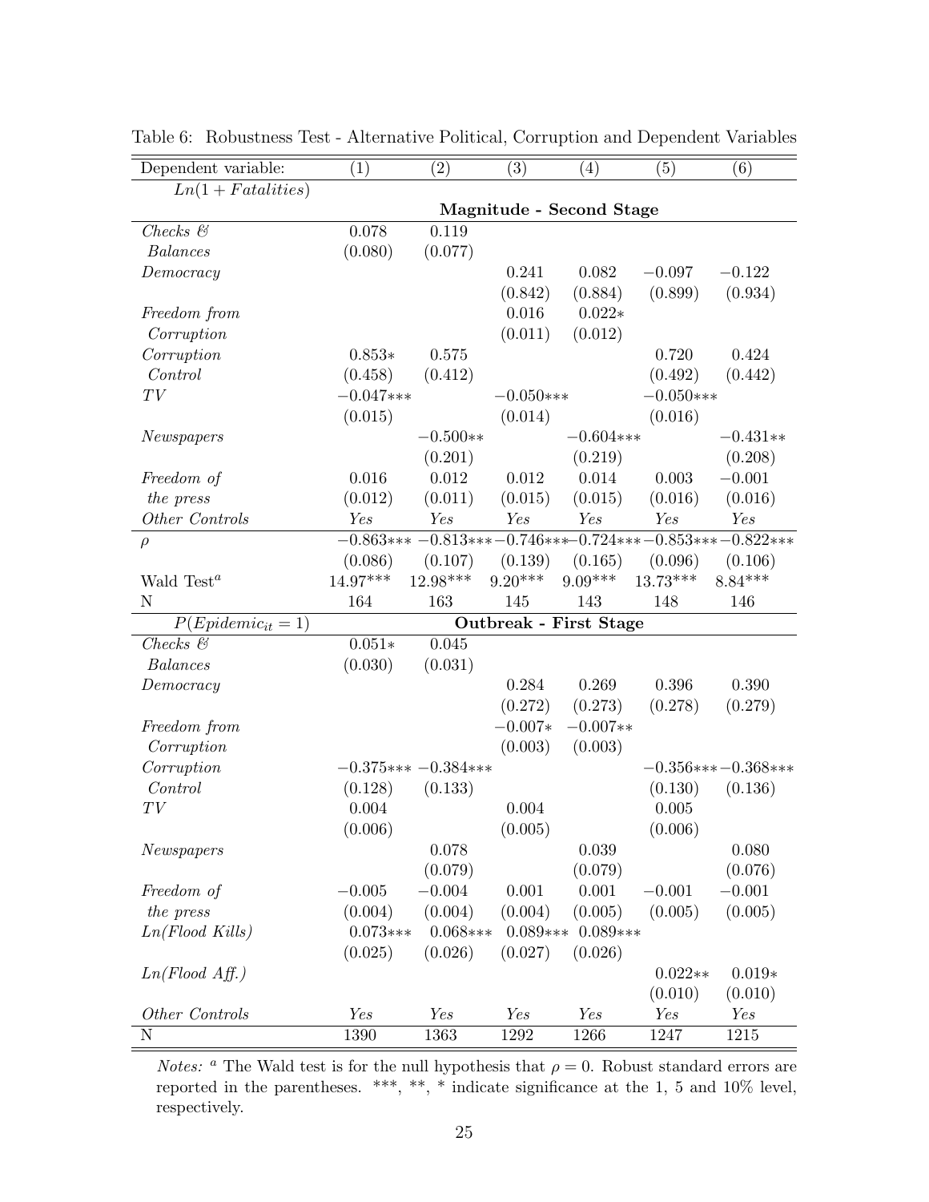Table 6: Robustness Test - Alternative Political, Corruption and Dependent Variables

| Dependent variable: | (1) | (2) | (3) | (4) | (5) | (6) |
|---|---|---|---|---|---|---|
| $Ln(1 + Fatalities)$ | | | | | | |
| | **Magnitude - Second Stage** | | | | | |
| *Checks & Balances* | 0.078 | 0.119 | | | | |
| | (0.080) | (0.077) | | | | |
| *Democracy* | | | 0.241 | 0.082 | −0.097 | −0.122 |
| | | | (0.842) | (0.884) | (0.899) | (0.934) |
| *Freedom from Corruption* | | | 0.016 | 0.022* | | |
| | | | (0.011) | (0.012) | | |
| *Corruption Control* | 0.853* | 0.575 | | | 0.720 | 0.424 |
| | (0.458) | (0.412) | | | (0.492) | (0.442) |
| *TV* | −0.047*** | | −0.050*** | | −0.050*** | |
| | (0.015) | | (0.014) | | (0.016) | |
| *Newspapers* | | −0.500** | | −0.604*** | | −0.431** |
| | | (0.201) | | (0.219) | | (0.208) |
| *Freedom of the press* | 0.016 | 0.012 | 0.012 | 0.014 | 0.003 | −0.001 |
| | (0.012) | (0.011) | (0.015) | (0.015) | (0.016) | (0.016) |
| *Other Controls* | *Yes* | *Yes* | *Yes* | *Yes* | *Yes* | *Yes* |
| $\rho$ | −0.863*** | −0.813*** | −0.746*** | −0.724*** | −0.853*** | −0.822*** |
| | (0.086) | (0.107) | (0.139) | (0.165) | (0.096) | (0.106) |
| Wald Test[a] | 14.97*** | 12.98*** | 9.20*** | 9.09*** | 13.73*** | 8.84*** |
| N | 164 | 163 | 145 | 143 | 148 | 146 |
| $P(Epidemic_{it} = 1)$ | **Outbreak - First Stage** | | | | | |
| *Checks & Balances* | 0.051* | 0.045 | | | | |
| | (0.030) | (0.031) | | | | |
| *Democracy* | | | 0.284 | 0.269 | 0.396 | 0.390 |
| | | | (0.272) | (0.273) | (0.278) | (0.279) |
| *Freedom from Corruption* | | | −0.007* | −0.007** | | |
| | | | (0.003) | (0.003) | | |
| *Corruption Control* | −0.375*** | −0.384*** | | | −0.356*** | −0.368*** |
| | (0.128) | (0.133) | | | (0.130) | (0.136) |
| *TV* | 0.004 | | 0.004 | | 0.005 | |
| | (0.006) | | (0.005) | | (0.006) | |
| *Newspapers* | | 0.078 | | 0.039 | | 0.080 |
| | | (0.079) | | (0.079) | | (0.076) |
| *Freedom of the press* | −0.005 | −0.004 | 0.001 | 0.001 | −0.001 | −0.001 |
| | (0.004) | (0.004) | (0.004) | (0.005) | (0.005) | (0.005) |
| *Ln(Flood Kills)* | 0.073*** | 0.068*** | 0.089*** | 0.089*** | | |
| | (0.025) | (0.026) | (0.027) | (0.026) | | |
| *Ln(Flood Aff.)* | | | | | 0.022** | 0.019* |
| | | | | | (0.010) | (0.010) |
| *Other Controls* | *Yes* | *Yes* | *Yes* | *Yes* | *Yes* | *Yes* |
| N | 1390 | 1363 | 1292 | 1266 | 1247 | 1215 |

*Notes:* [a] The Wald test is for the null hypothesis that $\rho = 0$. Robust standard errors are reported in the parentheses. ***, **, * indicate significance at the 1, 5 and 10% level, respectively.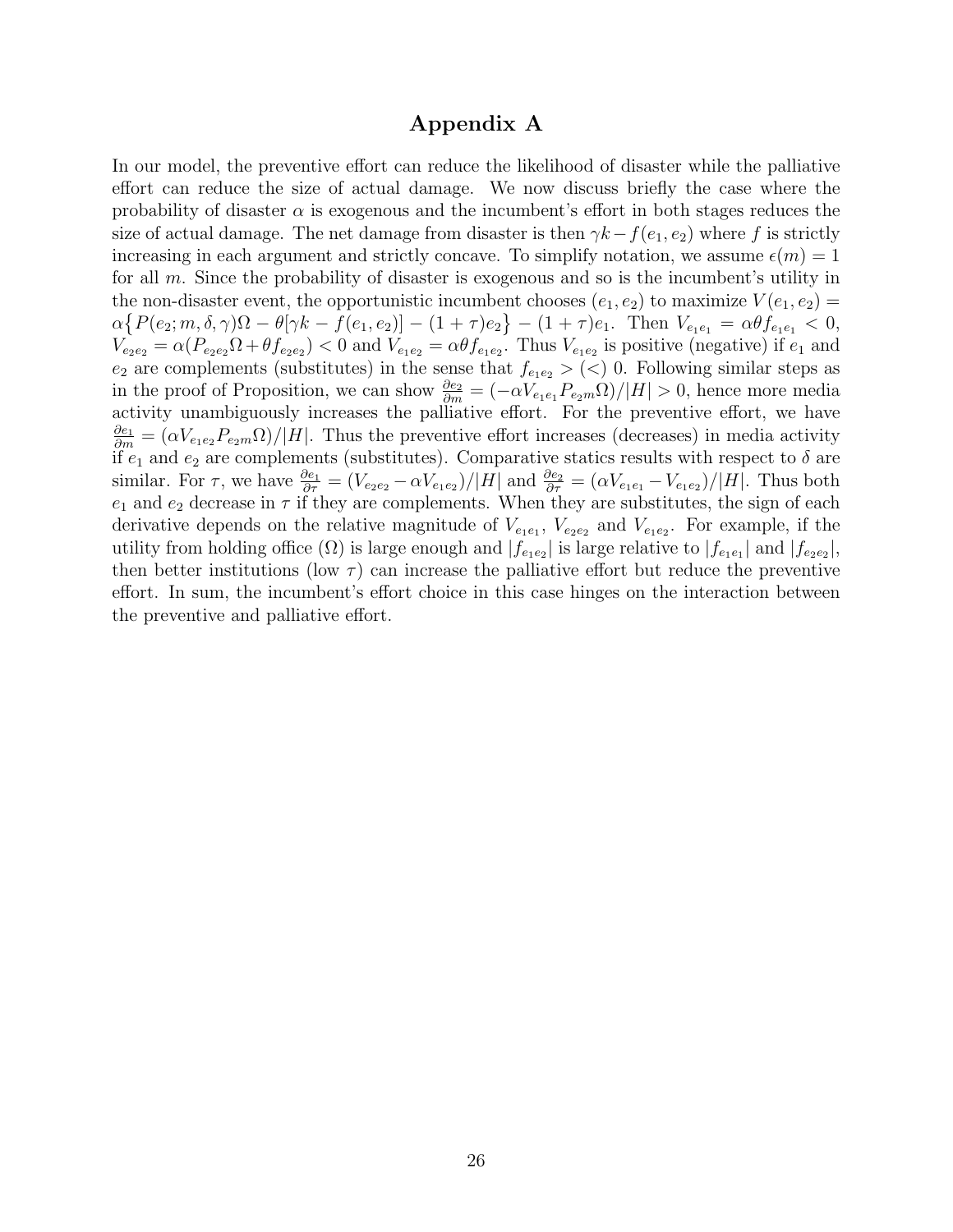# Appendix A

In our model, the preventive effort can reduce the likelihood of disaster while the palliative effort can reduce the size of actual damage. We now discuss briefly the case where the probability of disaster $\alpha$ is exogenous and the incumbent's effort in both stages reduces the size of actual damage. The net damage from disaster is then $\gamma k - f(e_1, e_2)$ where $f$ is strictly increasing in each argument and strictly concave. To simplify notation, we assume $\epsilon(m) = 1$ for all $m$. Since the probability of disaster is exogenous and so is the incumbent's utility in the non-disaster event, the opportunistic incumbent chooses $(e_1, e_2)$ to maximize $V(e_1, e_2) = \alpha\big\{P(e_2; m, \delta, \gamma)\Omega - \theta[\gamma k - f(e_1, e_2)] - (1+\tau)e_2\big\} - (1+\tau)e_1$. Then $V_{e_1 e_1} = \alpha\theta f_{e_1 e_1} < 0$, $V_{e_2 e_2} = \alpha(P_{e_2 e_2}\Omega + \theta f_{e_2 e_2}) < 0$ and $V_{e_1 e_2} = \alpha\theta f_{e_1 e_2}$. Thus $V_{e_1 e_2}$ is positive (negative) if $e_1$ and $e_2$ are complements (substitutes) in the sense that $f_{e_1 e_2} > (<)\ 0$. Following similar steps as in the proof of Proposition, we can show $\frac{\partial e_2}{\partial m} = (-\alpha V_{e_1 e_1} P_{e_2 m}\Omega)/|H| > 0$, hence more media activity unambiguously increases the palliative effort. For the preventive effort, we have $\frac{\partial e_1}{\partial m} = (\alpha V_{e_1 e_2} P_{e_2 m}\Omega)/|H|$. Thus the preventive effort increases (decreases) in media activity if $e_1$ and $e_2$ are complements (substitutes). Comparative statics results with respect to $\delta$ are similar. For $\tau$, we have $\frac{\partial e_1}{\partial \tau} = (V_{e_2 e_2} - \alpha V_{e_1 e_2})/|H|$ and $\frac{\partial e_2}{\partial \tau} = (\alpha V_{e_1 e_1} - V_{e_1 e_2})/|H|$. Thus both $e_1$ and $e_2$ decrease in $\tau$ if they are complements. When they are substitutes, the sign of each derivative depends on the relative magnitude of $V_{e_1 e_1}$, $V_{e_2 e_2}$ and $V_{e_1 e_2}$. For example, if the utility from holding office ($\Omega$) is large enough and $|f_{e_1 e_2}|$ is large relative to $|f_{e_1 e_1}|$ and $|f_{e_2 e_2}|$, then better institutions (low $\tau$) can increase the palliative effort but reduce the preventive effort. In sum, the incumbent's effort choice in this case hinges on the interaction between the preventive and palliative effort.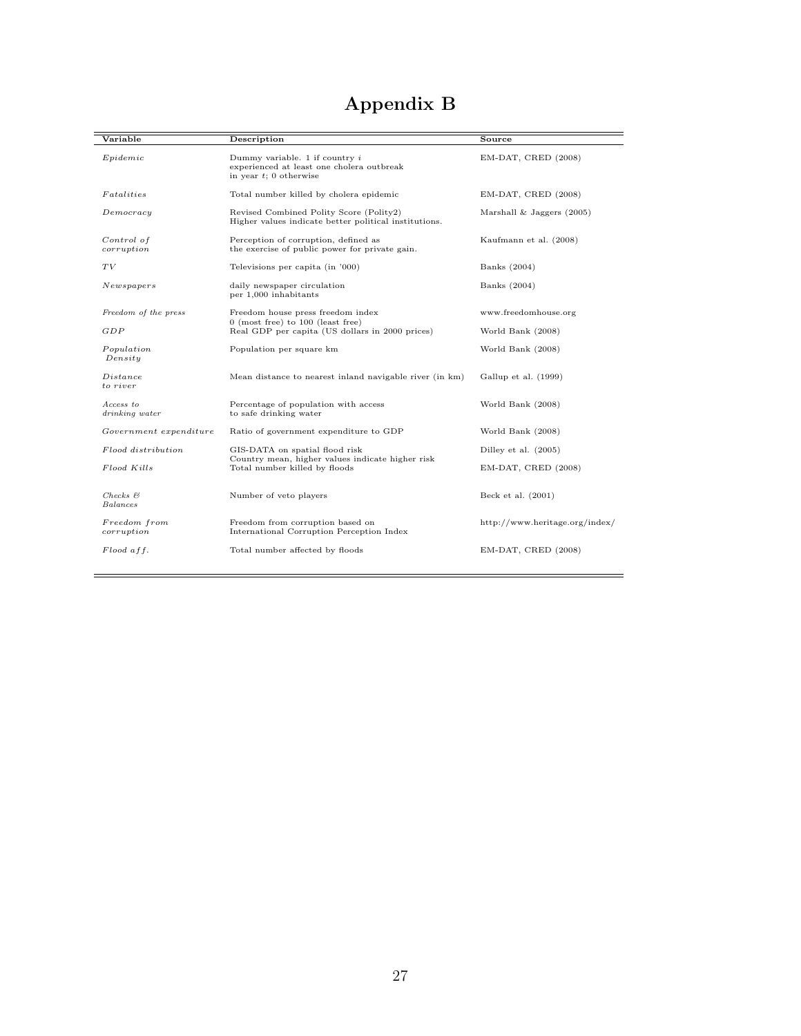# Appendix B

| Variable | Description | Source |
|---|---|---|
| *Epidemic* | Dummy variable. 1 if country $i$ experienced at least one cholera outbreak in year $t$; 0 otherwise | EM-DAT, CRED (2008) |
| *Fatalities* | Total number killed by cholera epidemic | EM-DAT, CRED (2008) |
| *Democracy* | Revised Combined Polity Score (Polity2) Higher values indicate better political institutions. | Marshall & Jaggers (2005) |
| *Control of corruption* | Perception of corruption, defined as the exercise of public power for private gain. | Kaufmann et al. (2008) |
| *TV* | Televisions per capita (in '000) | Banks (2004) |
| *Newspapers* | daily newspaper circulation per 1,000 inhabitants | Banks (2004) |
| *Freedom of the press* | Freedom house press freedom index 0 (most free) to 100 (least free) | www.freedomhouse.org |
| *GDP* | Real GDP per capita (US dollars in 2000 prices) | World Bank (2008) |
| *Population Density* | Population per square km | World Bank (2008) |
| *Distance to river* | Mean distance to nearest inland navigable river (in km) | Gallup et al. (1999) |
| *Access to drinking water* | Percentage of population with access to safe drinking water | World Bank (2008) |
| *Government expenditure* | Ratio of government expenditure to GDP | World Bank (2008) |
| *Flood distribution* | GIS-DATA on spatial flood risk Country mean, higher values indicate higher risk | Dilley et al. (2005) |
| *Flood Kills* | Total number killed by floods | EM-DAT, CRED (2008) |
| *Checks & Balances* | Number of veto players | Beck et al. (2001) |
| *Freedom from corruption* | Freedom from corruption based on International Corruption Perception Index | http://www.heritage.org/index/ |
| *Flood aff.* | Total number affected by floods | EM-DAT, CRED (2008) |